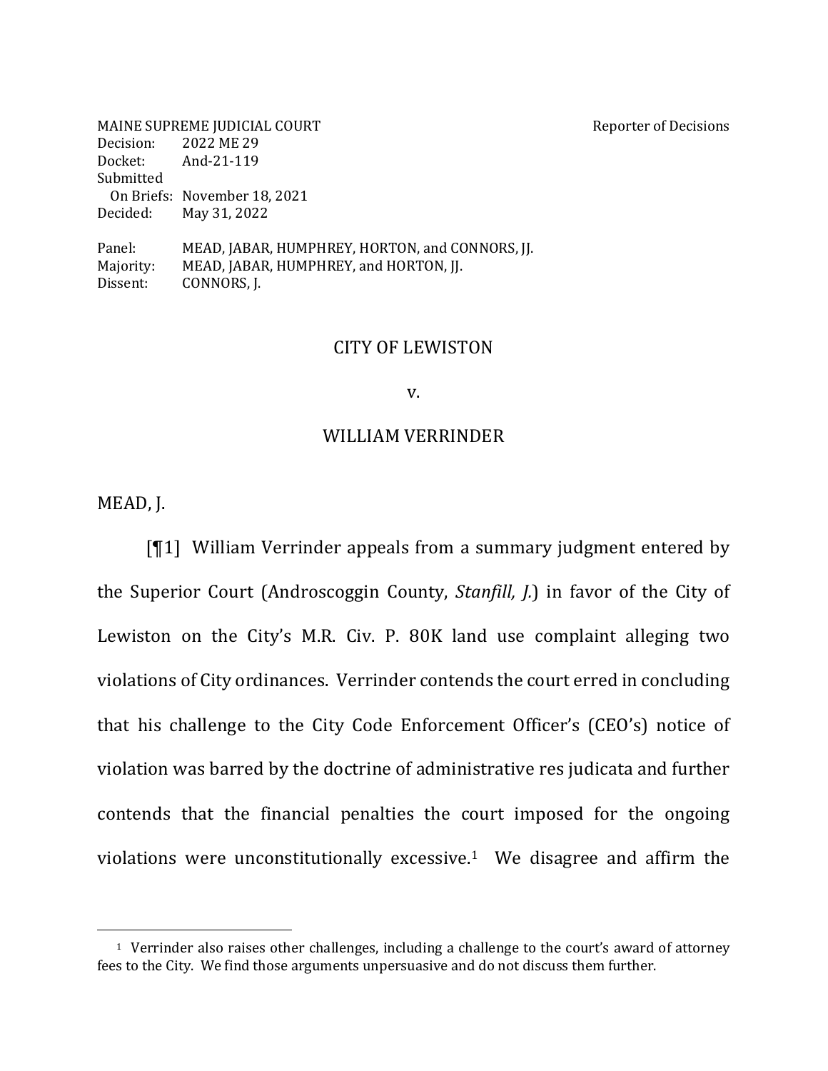MAINE SUPREME JUDICIAL COURT Reporter of Decisions
Decision: 2022 ME 29
Docket: And-21-119
Submitted
On Briefs: November 18, 2021
Decided: May 31, 2022

Panel: MEAD, JABAR, HUMPHREY, HORTON, and CONNORS, JJ.
Majority: MEAD, JABAR, HUMPHREY, and HORTON, JJ.
Dissent: CONNORS, J.

CITY OF LEWISTON

v.

WILLIAM VERRINDER

MEAD, J.

[¶1] William Verrinder appeals from a summary judgment entered by the Superior Court (Androscoggin County, *Stanfill, J.*) in favor of the City of Lewiston on the City's M.R. Civ. P. 80K land use complaint alleging two violations of City ordinances. Verrinder contends the court erred in concluding that his challenge to the City Code Enforcement Officer's (CEO's) notice of violation was barred by the doctrine of administrative res judicata and further contends that the financial penalties the court imposed for the ongoing violations were unconstitutionally excessive.[1] We disagree and affirm the

---

[1] Verrinder also raises other challenges, including a challenge to the court's award of attorney fees to the City. We find those arguments unpersuasive and do not discuss them further.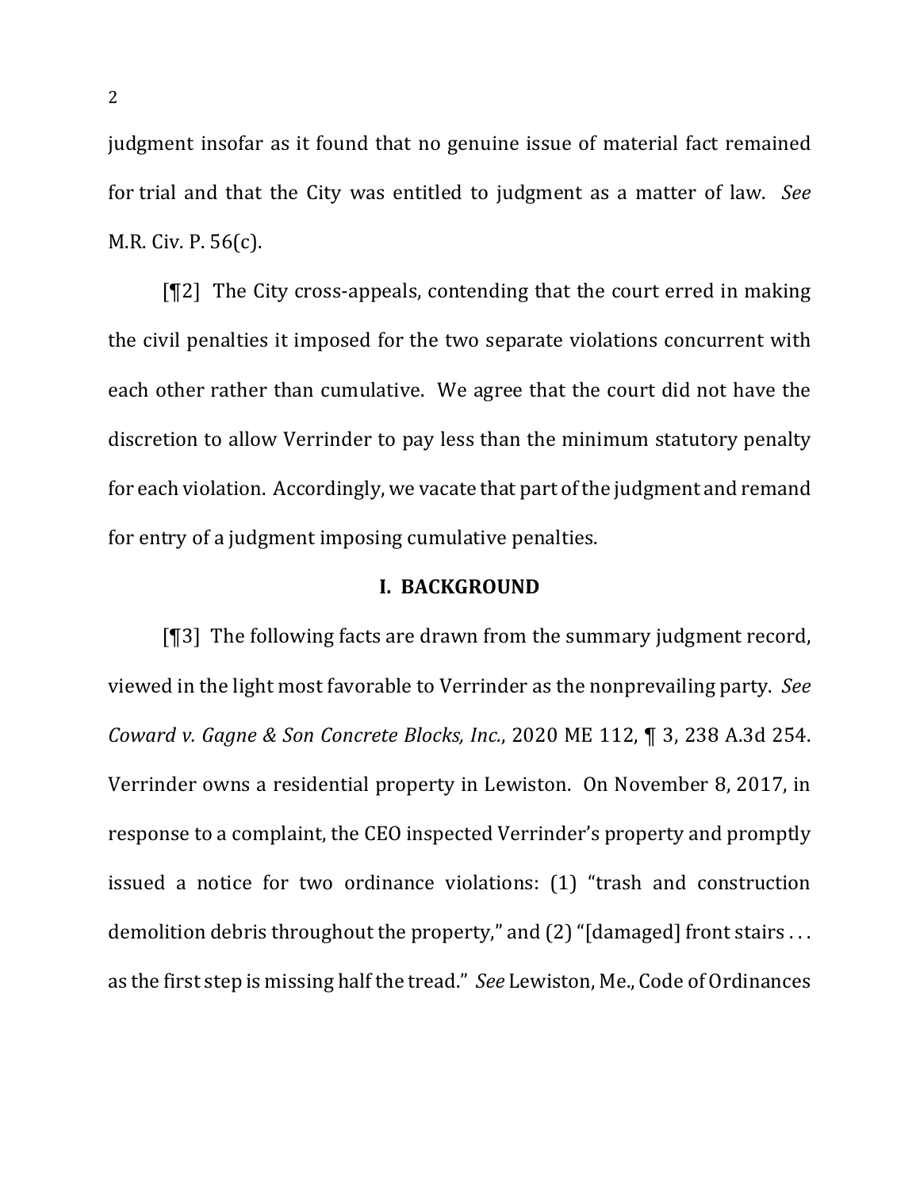judgment insofar as it found that no genuine issue of material fact remained for trial and that the City was entitled to judgment as a matter of law. *See* M.R. Civ. P. 56(c).

[¶2] The City cross-appeals, contending that the court erred in making the civil penalties it imposed for the two separate violations concurrent with each other rather than cumulative. We agree that the court did not have the discretion to allow Verrinder to pay less than the minimum statutory penalty for each violation. Accordingly, we vacate that part of the judgment and remand for entry of a judgment imposing cumulative penalties.

## I. BACKGROUND

[¶3] The following facts are drawn from the summary judgment record, viewed in the light most favorable to Verrinder as the nonprevailing party. *See Coward v. Gagne & Son Concrete Blocks, Inc.*, 2020 ME 112, ¶ 3, 238 A.3d 254. Verrinder owns a residential property in Lewiston. On November 8, 2017, in response to a complaint, the CEO inspected Verrinder's property and promptly issued a notice for two ordinance violations: (1) "trash and construction demolition debris throughout the property," and (2) "[damaged] front stairs . . . as the first step is missing half the tread." *See* Lewiston, Me., Code of Ordinances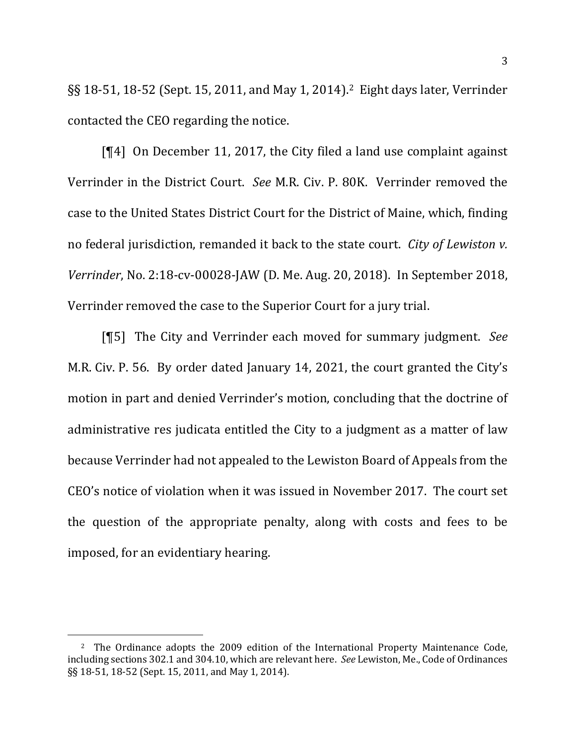§§ 18-51, 18-52 (Sept. 15, 2011, and May 1, 2014).[2] Eight days later, Verrinder contacted the CEO regarding the notice.

[¶4] On December 11, 2017, the City filed a land use complaint against Verrinder in the District Court. *See* M.R. Civ. P. 80K. Verrinder removed the case to the United States District Court for the District of Maine, which, finding no federal jurisdiction, remanded it back to the state court. *City of Lewiston v. Verrinder*, No. 2:18-cv-00028-JAW (D. Me. Aug. 20, 2018). In September 2018, Verrinder removed the case to the Superior Court for a jury trial.

[¶5] The City and Verrinder each moved for summary judgment. *See* M.R. Civ. P. 56. By order dated January 14, 2021, the court granted the City's motion in part and denied Verrinder's motion, concluding that the doctrine of administrative res judicata entitled the City to a judgment as a matter of law because Verrinder had not appealed to the Lewiston Board of Appeals from the CEO's notice of violation when it was issued in November 2017. The court set the question of the appropriate penalty, along with costs and fees to be imposed, for an evidentiary hearing.

---

[2] The Ordinance adopts the 2009 edition of the International Property Maintenance Code, including sections 302.1 and 304.10, which are relevant here. *See* Lewiston, Me., Code of Ordinances §§ 18-51, 18-52 (Sept. 15, 2011, and May 1, 2014).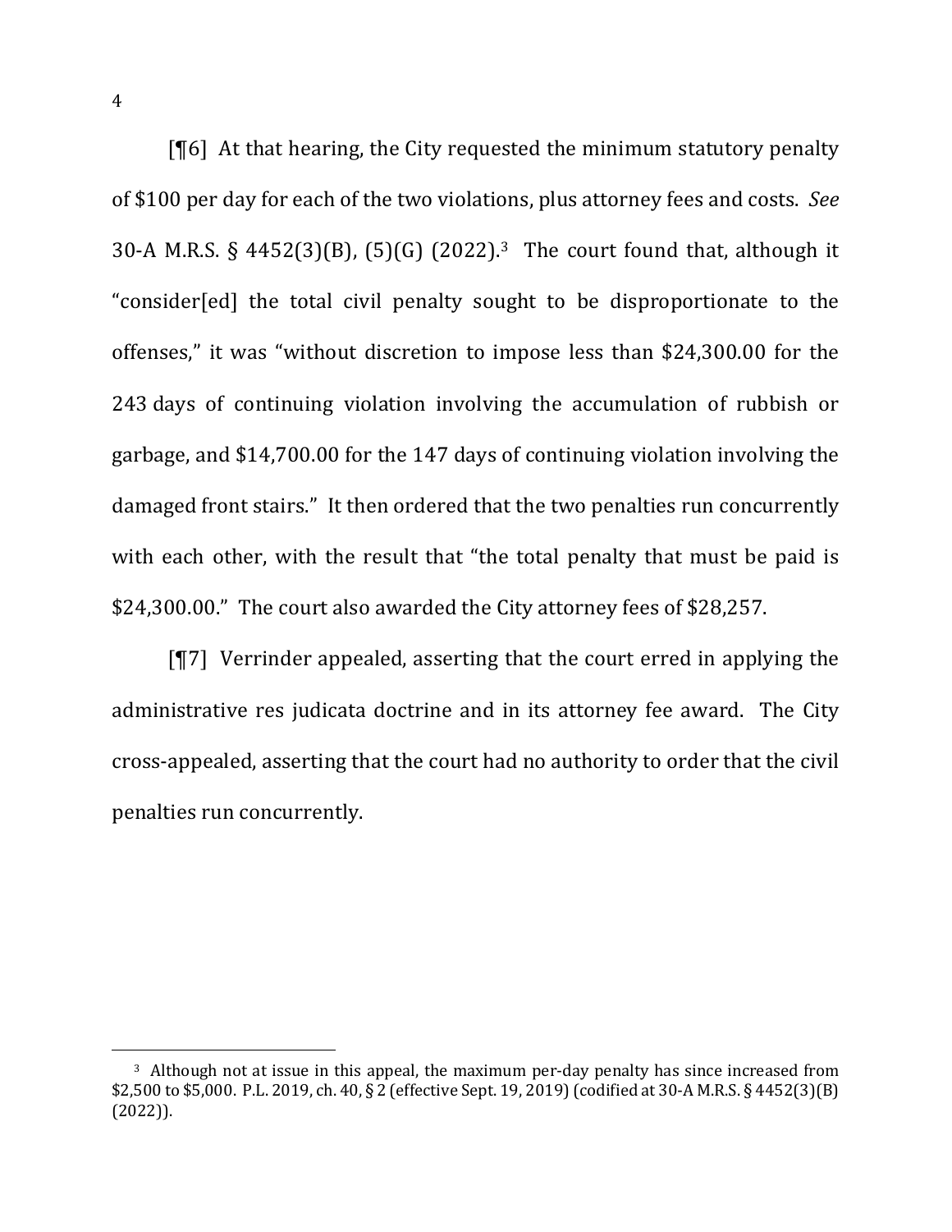[¶6] At that hearing, the City requested the minimum statutory penalty of $100 per day for each of the two violations, plus attorney fees and costs. *See* 30-A M.R.S. § 4452(3)(B), (5)(G) (2022).[3] The court found that, although it "consider[ed] the total civil penalty sought to be disproportionate to the offenses," it was "without discretion to impose less than $24,300.00 for the 243 days of continuing violation involving the accumulation of rubbish or garbage, and $14,700.00 for the 147 days of continuing violation involving the damaged front stairs." It then ordered that the two penalties run concurrently with each other, with the result that "the total penalty that must be paid is $24,300.00." The court also awarded the City attorney fees of $28,257.

[¶7] Verrinder appealed, asserting that the court erred in applying the administrative res judicata doctrine and in its attorney fee award. The City cross-appealed, asserting that the court had no authority to order that the civil penalties run concurrently.

[3] Although not at issue in this appeal, the maximum per-day penalty has since increased from $2,500 to $5,000. P.L. 2019, ch. 40, § 2 (effective Sept. 19, 2019) (codified at 30-A M.R.S. § 4452(3)(B) (2022)).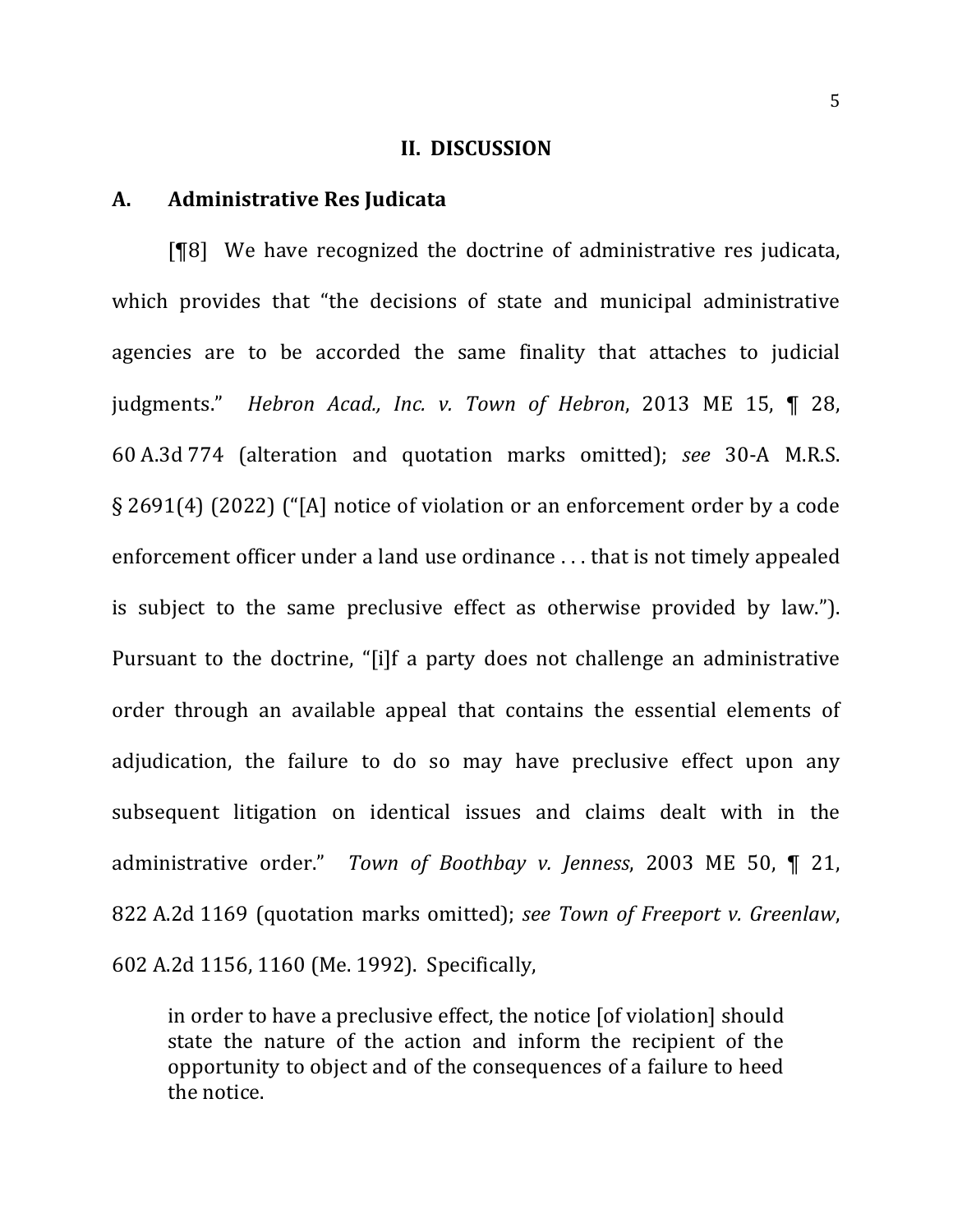## II. DISCUSSION

### A. Administrative Res Judicata

[¶8] We have recognized the doctrine of administrative res judicata, which provides that "the decisions of state and municipal administrative agencies are to be accorded the same finality that attaches to judicial judgments." *Hebron Acad., Inc. v. Town of Hebron*, 2013 ME 15, ¶ 28, 60 A.3d 774 (alteration and quotation marks omitted); *see* 30-A M.R.S. § 2691(4) (2022) ("[A] notice of violation or an enforcement order by a code enforcement officer under a land use ordinance . . . that is not timely appealed is subject to the same preclusive effect as otherwise provided by law."). Pursuant to the doctrine, "[i]f a party does not challenge an administrative order through an available appeal that contains the essential elements of adjudication, the failure to do so may have preclusive effect upon any subsequent litigation on identical issues and claims dealt with in the administrative order." *Town of Boothbay v. Jenness*, 2003 ME 50, ¶ 21, 822 A.2d 1169 (quotation marks omitted); *see Town of Freeport v. Greenlaw*, 602 A.2d 1156, 1160 (Me. 1992). Specifically,

> in order to have a preclusive effect, the notice [of violation] should state the nature of the action and inform the recipient of the opportunity to object and of the consequences of a failure to heed the notice.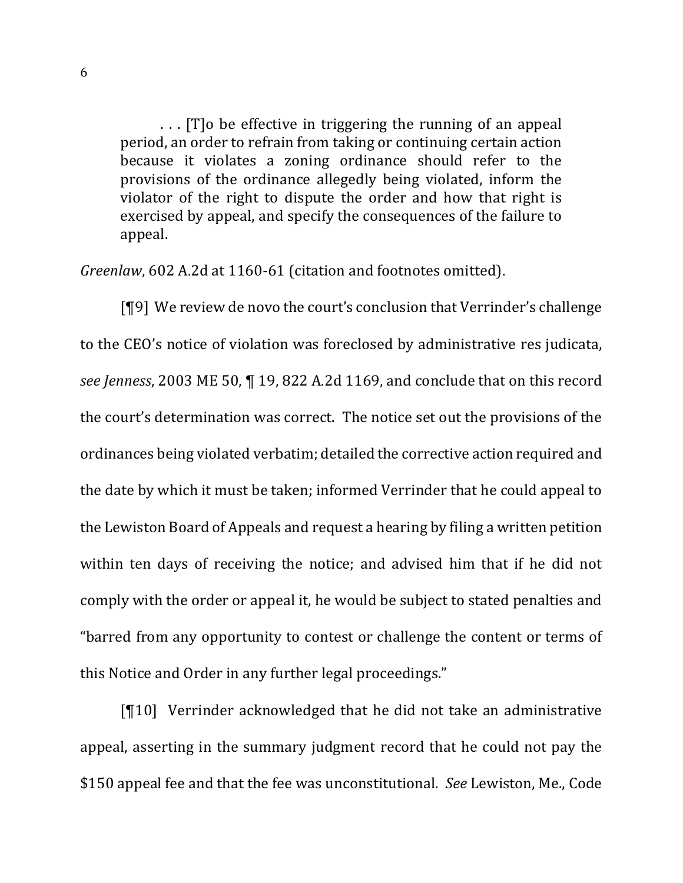> . . . [T]o be effective in triggering the running of an appeal period, an order to refrain from taking or continuing certain action because it violates a zoning ordinance should refer to the provisions of the ordinance allegedly being violated, inform the violator of the right to dispute the order and how that right is exercised by appeal, and specify the consequences of the failure to appeal.

*Greenlaw*, 602 A.2d at 1160-61 (citation and footnotes omitted).

[¶9] We review de novo the court's conclusion that Verrinder's challenge to the CEO's notice of violation was foreclosed by administrative res judicata, *see Jenness*, 2003 ME 50, ¶ 19, 822 A.2d 1169, and conclude that on this record the court's determination was correct. The notice set out the provisions of the ordinances being violated verbatim; detailed the corrective action required and the date by which it must be taken; informed Verrinder that he could appeal to the Lewiston Board of Appeals and request a hearing by filing a written petition within ten days of receiving the notice; and advised him that if he did not comply with the order or appeal it, he would be subject to stated penalties and "barred from any opportunity to contest or challenge the content or terms of this Notice and Order in any further legal proceedings."

[¶10] Verrinder acknowledged that he did not take an administrative appeal, asserting in the summary judgment record that he could not pay the $150 appeal fee and that the fee was unconstitutional. *See* Lewiston, Me., Code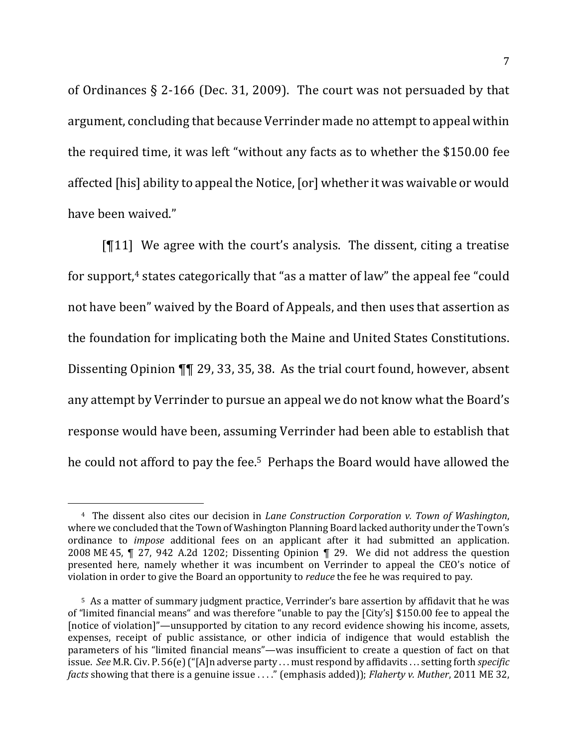of Ordinances § 2-166 (Dec. 31, 2009). The court was not persuaded by that argument, concluding that because Verrinder made no attempt to appeal within the required time, it was left "without any facts as to whether the $150.00 fee affected [his] ability to appeal the Notice, [or] whether it was waivable or would have been waived."

[¶11] We agree with the court's analysis. The dissent, citing a treatise for support,[4] states categorically that "as a matter of law" the appeal fee "could not have been" waived by the Board of Appeals, and then uses that assertion as the foundation for implicating both the Maine and United States Constitutions. Dissenting Opinion ¶¶ 29, 33, 35, 38. As the trial court found, however, absent any attempt by Verrinder to pursue an appeal we do not know what the Board's response would have been, assuming Verrinder had been able to establish that he could not afford to pay the fee.[5] Perhaps the Board would have allowed the

---

[4] The dissent also cites our decision in *Lane Construction Corporation v. Town of Washington*, where we concluded that the Town of Washington Planning Board lacked authority under the Town's ordinance to *impose* additional fees on an applicant after it had submitted an application. 2008 ME 45, ¶ 27, 942 A.2d 1202; Dissenting Opinion ¶ 29. We did not address the question presented here, namely whether it was incumbent on Verrinder to appeal the CEO's notice of violation in order to give the Board an opportunity to *reduce* the fee he was required to pay.

[5] As a matter of summary judgment practice, Verrinder's bare assertion by affidavit that he was of "limited financial means" and was therefore "unable to pay the [City's] $150.00 fee to appeal the [notice of violation]"—unsupported by citation to any record evidence showing his income, assets, expenses, receipt of public assistance, or other indicia of indigence that would establish the parameters of his "limited financial means"—was insufficient to create a question of fact on that issue. *See* M.R. Civ. P. 56(e) ("[A]n adverse party . . . must respond by affidavits . . . setting forth *specific facts* showing that there is a genuine issue . . . ." (emphasis added)); *Flaherty v. Muther*, 2011 ME 32,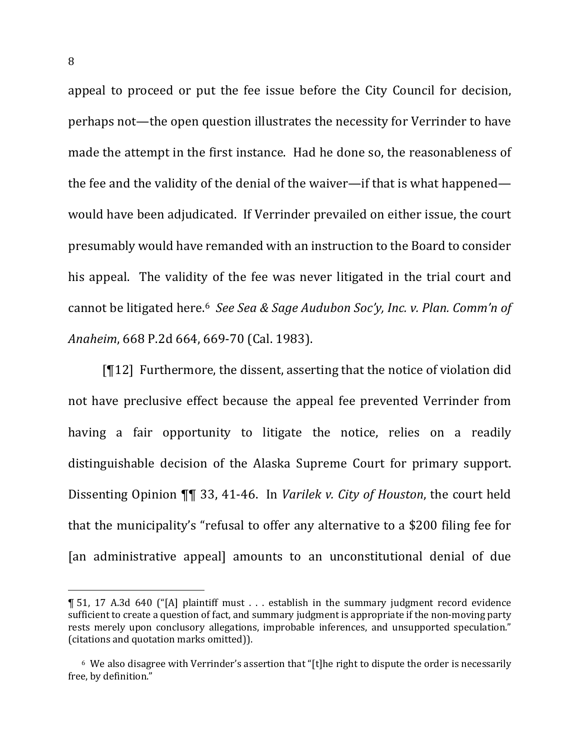appeal to proceed or put the fee issue before the City Council for decision, perhaps not—the open question illustrates the necessity for Verrinder to have made the attempt in the first instance. Had he done so, the reasonableness of the fee and the validity of the denial of the waiver—if that is what happened—would have been adjudicated. If Verrinder prevailed on either issue, the court presumably would have remanded with an instruction to the Board to consider his appeal. The validity of the fee was never litigated in the trial court and cannot be litigated here.[6] *See Sea & Sage Audubon Soc'y, Inc. v. Plan. Comm'n of Anaheim*, 668 P.2d 664, 669-70 (Cal. 1983).

[¶12] Furthermore, the dissent, asserting that the notice of violation did not have preclusive effect because the appeal fee prevented Verrinder from having a fair opportunity to litigate the notice, relies on a readily distinguishable decision of the Alaska Supreme Court for primary support. Dissenting Opinion ¶¶ 33, 41-46. In *Varilek v. City of Houston*, the court held that the municipality's "refusal to offer any alternative to a $200 filing fee for [an administrative appeal] amounts to an unconstitutional denial of due

---

¶ 51, 17 A.3d 640 ("[A] plaintiff must . . . establish in the summary judgment record evidence sufficient to create a question of fact, and summary judgment is appropriate if the non-moving party rests merely upon conclusory allegations, improbable inferences, and unsupported speculation." (citations and quotation marks omitted)).

[6] We also disagree with Verrinder's assertion that "[t]he right to dispute the order is necessarily free, by definition."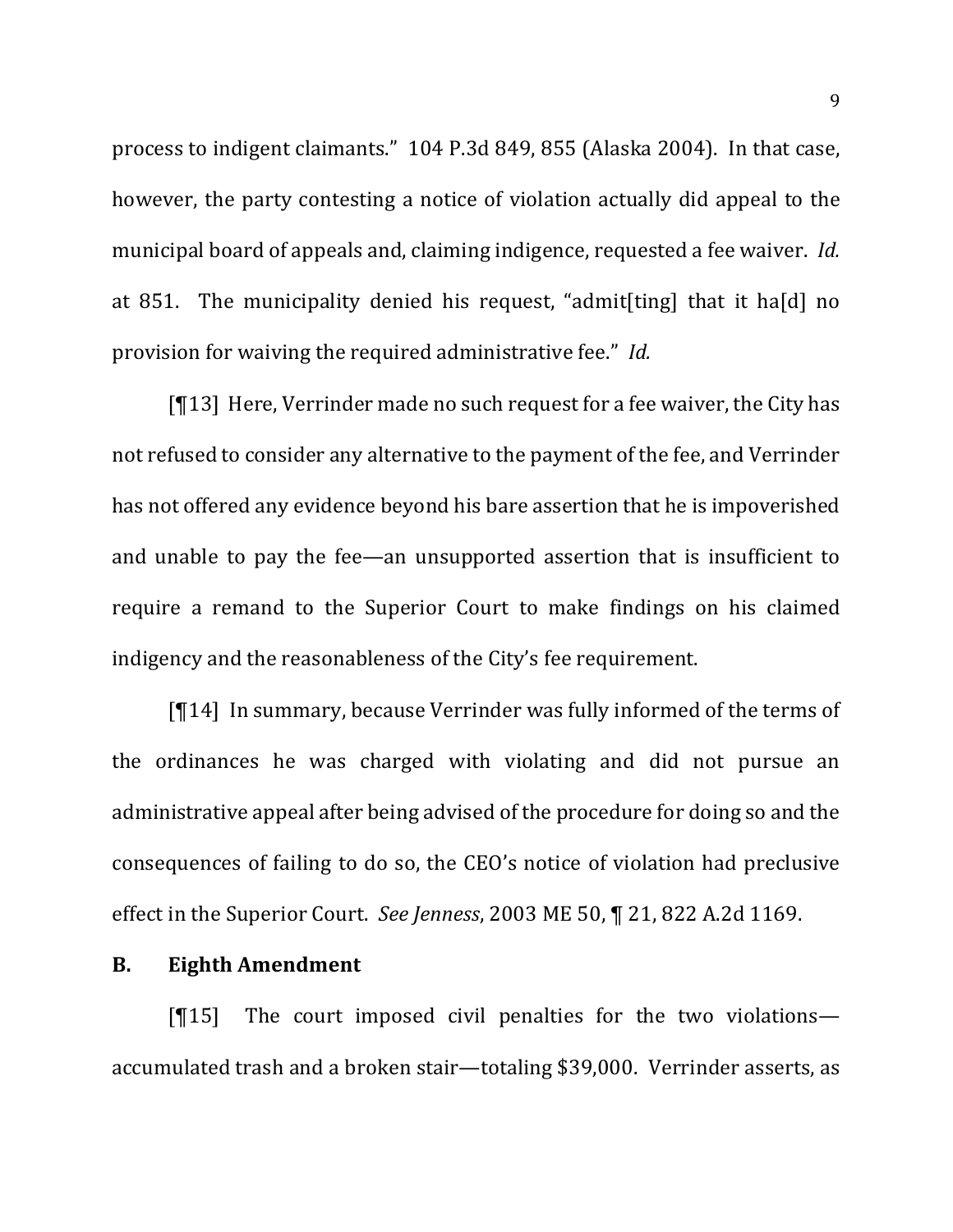process to indigent claimants." 104 P.3d 849, 855 (Alaska 2004). In that case, however, the party contesting a notice of violation actually did appeal to the municipal board of appeals and, claiming indigence, requested a fee waiver. *Id.* at 851. The municipality denied his request, "admit[ting] that it ha[d] no provision for waiving the required administrative fee." *Id.*

[¶13] Here, Verrinder made no such request for a fee waiver, the City has not refused to consider any alternative to the payment of the fee, and Verrinder has not offered any evidence beyond his bare assertion that he is impoverished and unable to pay the fee—an unsupported assertion that is insufficient to require a remand to the Superior Court to make findings on his claimed indigency and the reasonableness of the City's fee requirement.

[¶14] In summary, because Verrinder was fully informed of the terms of the ordinances he was charged with violating and did not pursue an administrative appeal after being advised of the procedure for doing so and the consequences of failing to do so, the CEO's notice of violation had preclusive effect in the Superior Court. *See Jenness*, 2003 ME 50, ¶ 21, 822 A.2d 1169.

## B. Eighth Amendment

[¶15] The court imposed civil penalties for the two violations—accumulated trash and a broken stair—totaling $39,000. Verrinder asserts, as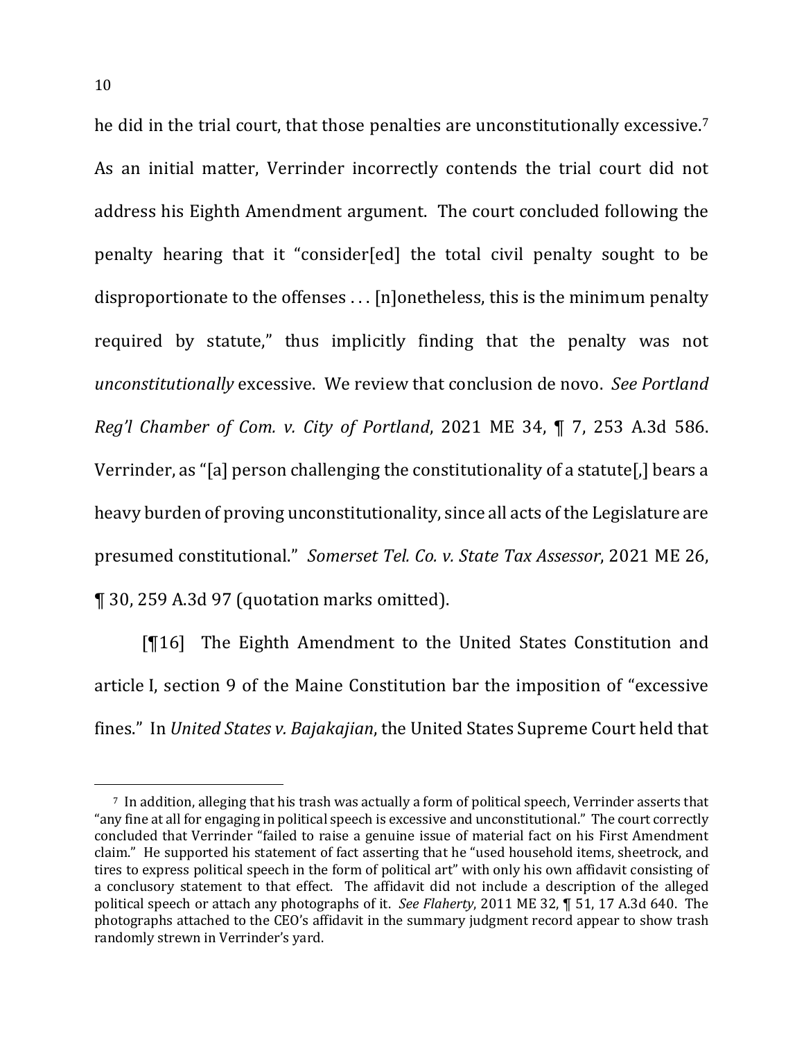he did in the trial court, that those penalties are unconstitutionally excessive.[7] As an initial matter, Verrinder incorrectly contends the trial court did not address his Eighth Amendment argument. The court concluded following the penalty hearing that it "consider[ed] the total civil penalty sought to be disproportionate to the offenses . . . [n]onetheless, this is the minimum penalty required by statute," thus implicitly finding that the penalty was not *unconstitutionally* excessive. We review that conclusion de novo. *See Portland Reg'l Chamber of Com. v. City of Portland*, 2021 ME 34, ¶ 7, 253 A.3d 586. Verrinder, as "[a] person challenging the constitutionality of a statute[,] bears a heavy burden of proving unconstitutionality, since all acts of the Legislature are presumed constitutional." *Somerset Tel. Co. v. State Tax Assessor*, 2021 ME 26, ¶ 30, 259 A.3d 97 (quotation marks omitted).

[¶16] The Eighth Amendment to the United States Constitution and article I, section 9 of the Maine Constitution bar the imposition of "excessive fines." In *United States v. Bajakajian*, the United States Supreme Court held that

---

[7] In addition, alleging that his trash was actually a form of political speech, Verrinder asserts that "any fine at all for engaging in political speech is excessive and unconstitutional." The court correctly concluded that Verrinder "failed to raise a genuine issue of material fact on his First Amendment claim." He supported his statement of fact asserting that he "used household items, sheetrock, and tires to express political speech in the form of political art" with only his own affidavit consisting of a conclusory statement to that effect. The affidavit did not include a description of the alleged political speech or attach any photographs of it. *See Flaherty*, 2011 ME 32, ¶ 51, 17 A.3d 640. The photographs attached to the CEO's affidavit in the summary judgment record appear to show trash randomly strewn in Verrinder's yard.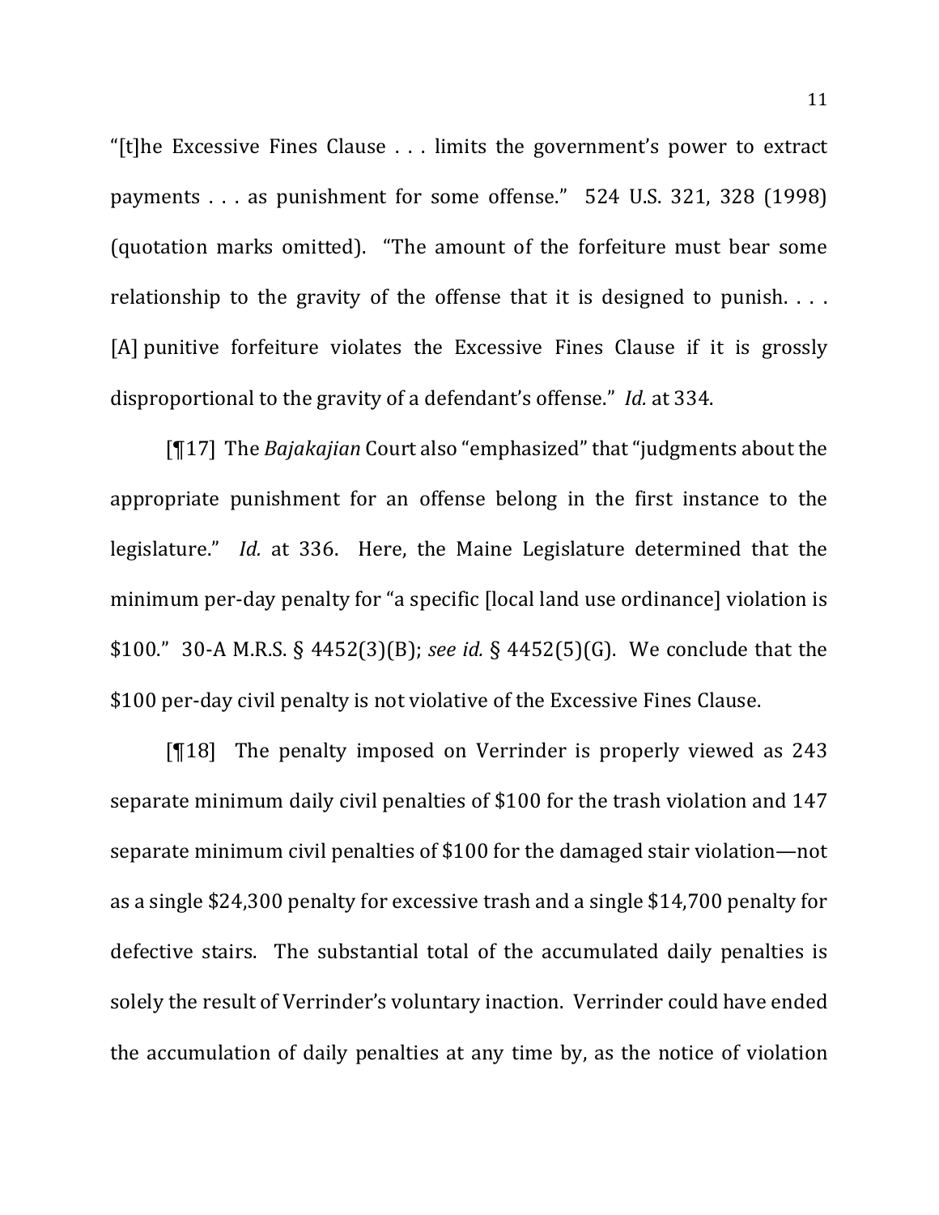"[t]he Excessive Fines Clause . . . limits the government's power to extract payments . . . as punishment for some offense." 524 U.S. 321, 328 (1998) (quotation marks omitted). "The amount of the forfeiture must bear some relationship to the gravity of the offense that it is designed to punish. . . . [A] punitive forfeiture violates the Excessive Fines Clause if it is grossly disproportional to the gravity of a defendant's offense." *Id.* at 334.

[¶17] The *Bajakajian* Court also "emphasized" that "judgments about the appropriate punishment for an offense belong in the first instance to the legislature." *Id.* at 336. Here, the Maine Legislature determined that the minimum per-day penalty for "a specific [local land use ordinance] violation is $100." 30-A M.R.S. § 4452(3)(B); *see id.* § 4452(5)(G). We conclude that the $100 per-day civil penalty is not violative of the Excessive Fines Clause.

[¶18] The penalty imposed on Verrinder is properly viewed as 243 separate minimum daily civil penalties of $100 for the trash violation and 147 separate minimum civil penalties of $100 for the damaged stair violation—not as a single $24,300 penalty for excessive trash and a single $14,700 penalty for defective stairs. The substantial total of the accumulated daily penalties is solely the result of Verrinder's voluntary inaction. Verrinder could have ended the accumulation of daily penalties at any time by, as the notice of violation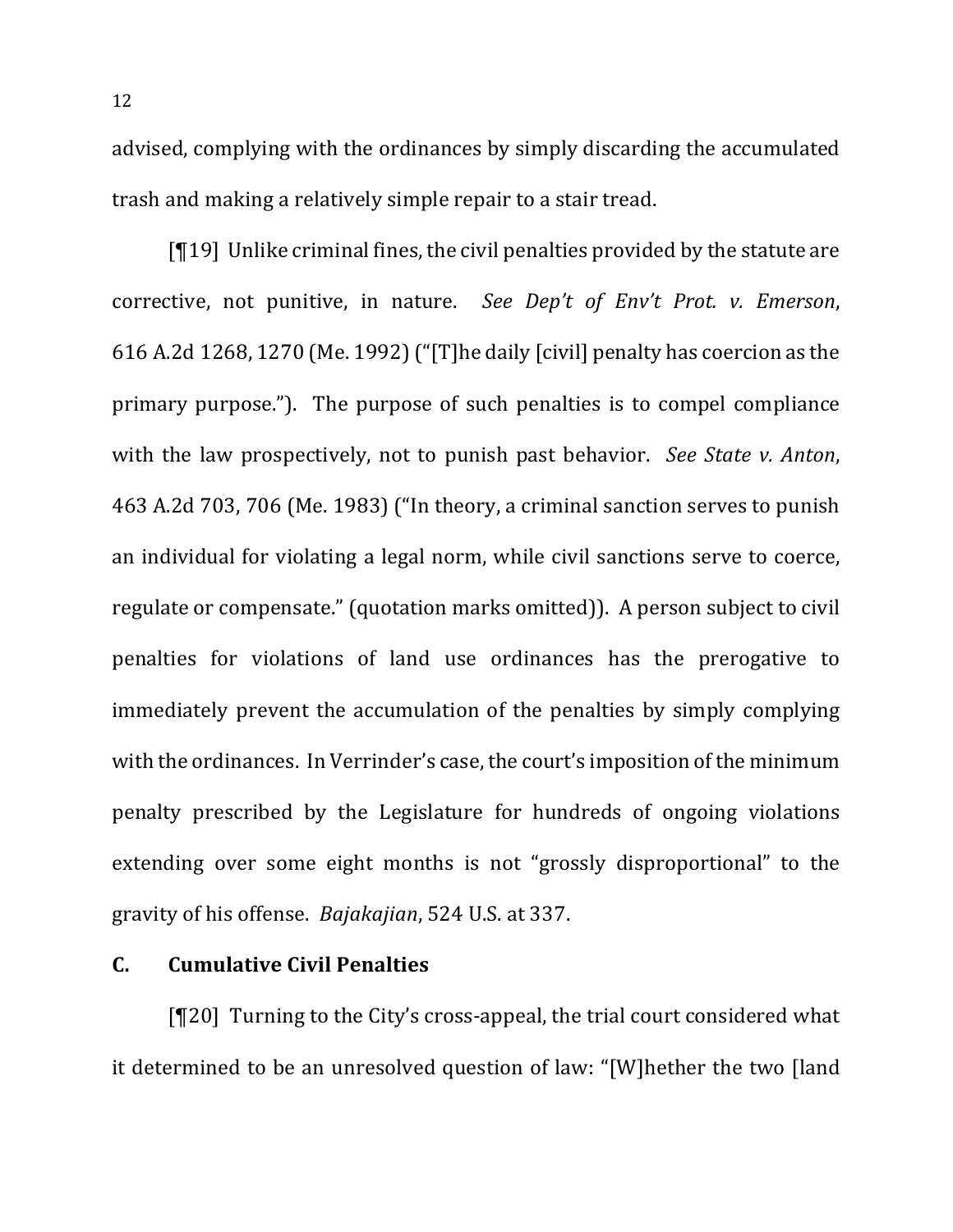advised, complying with the ordinances by simply discarding the accumulated trash and making a relatively simple repair to a stair tread.

[¶19] Unlike criminal fines, the civil penalties provided by the statute are corrective, not punitive, in nature. *See Dep't of Env't Prot. v. Emerson*, 616 A.2d 1268, 1270 (Me. 1992) ("[T]he daily [civil] penalty has coercion as the primary purpose."). The purpose of such penalties is to compel compliance with the law prospectively, not to punish past behavior. *See State v. Anton*, 463 A.2d 703, 706 (Me. 1983) ("In theory, a criminal sanction serves to punish an individual for violating a legal norm, while civil sanctions serve to coerce, regulate or compensate." (quotation marks omitted)). A person subject to civil penalties for violations of land use ordinances has the prerogative to immediately prevent the accumulation of the penalties by simply complying with the ordinances. In Verrinder's case, the court's imposition of the minimum penalty prescribed by the Legislature for hundreds of ongoing violations extending over some eight months is not "grossly disproportional" to the gravity of his offense. *Bajakajian*, 524 U.S. at 337.

### C. Cumulative Civil Penalties

[¶20] Turning to the City's cross-appeal, the trial court considered what it determined to be an unresolved question of law: "[W]hether the two [land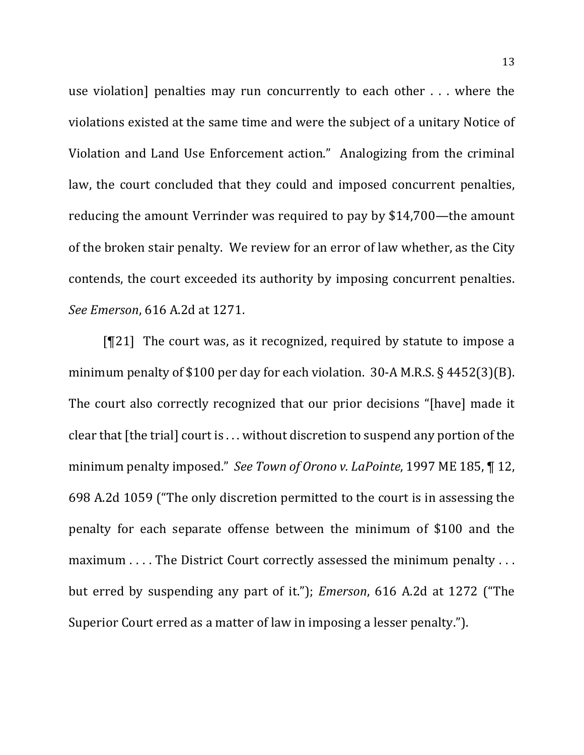use violation] penalties may run concurrently to each other . . . where the violations existed at the same time and were the subject of a unitary Notice of Violation and Land Use Enforcement action." Analogizing from the criminal law, the court concluded that they could and imposed concurrent penalties, reducing the amount Verrinder was required to pay by $14,700—the amount of the broken stair penalty. We review for an error of law whether, as the City contends, the court exceeded its authority by imposing concurrent penalties. *See Emerson*, 616 A.2d at 1271.

[¶21] The court was, as it recognized, required by statute to impose a minimum penalty of $100 per day for each violation. 30-A M.R.S. § 4452(3)(B). The court also correctly recognized that our prior decisions "[have] made it clear that [the trial] court is . . . without discretion to suspend any portion of the minimum penalty imposed." *See Town of Orono v. LaPointe*, 1997 ME 185, ¶ 12, 698 A.2d 1059 ("The only discretion permitted to the court is in assessing the penalty for each separate offense between the minimum of $100 and the maximum . . . . The District Court correctly assessed the minimum penalty . . . but erred by suspending any part of it."); *Emerson*, 616 A.2d at 1272 ("The Superior Court erred as a matter of law in imposing a lesser penalty.").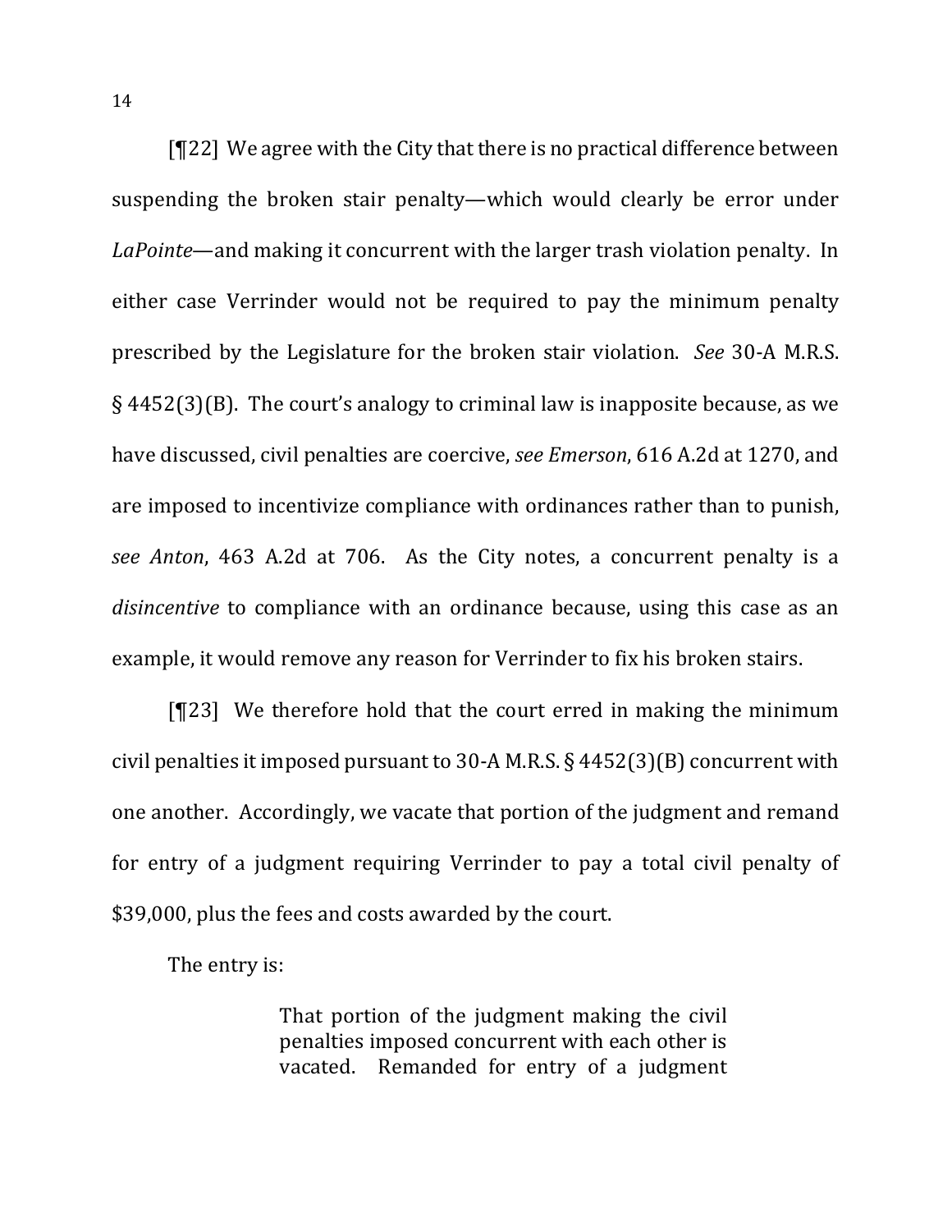[¶22] We agree with the City that there is no practical difference between suspending the broken stair penalty—which would clearly be error under *LaPointe*—and making it concurrent with the larger trash violation penalty. In either case Verrinder would not be required to pay the minimum penalty prescribed by the Legislature for the broken stair violation. *See* 30-A M.R.S. § 4452(3)(B). The court's analogy to criminal law is inapposite because, as we have discussed, civil penalties are coercive, *see Emerson*, 616 A.2d at 1270, and are imposed to incentivize compliance with ordinances rather than to punish, *see Anton*, 463 A.2d at 706. As the City notes, a concurrent penalty is a *disincentive* to compliance with an ordinance because, using this case as an example, it would remove any reason for Verrinder to fix his broken stairs.

[¶23] We therefore hold that the court erred in making the minimum civil penalties it imposed pursuant to 30-A M.R.S. § 4452(3)(B) concurrent with one another. Accordingly, we vacate that portion of the judgment and remand for entry of a judgment requiring Verrinder to pay a total civil penalty of $39,000, plus the fees and costs awarded by the court.

The entry is:

> That portion of the judgment making the civil penalties imposed concurrent with each other is vacated. Remanded for entry of a judgment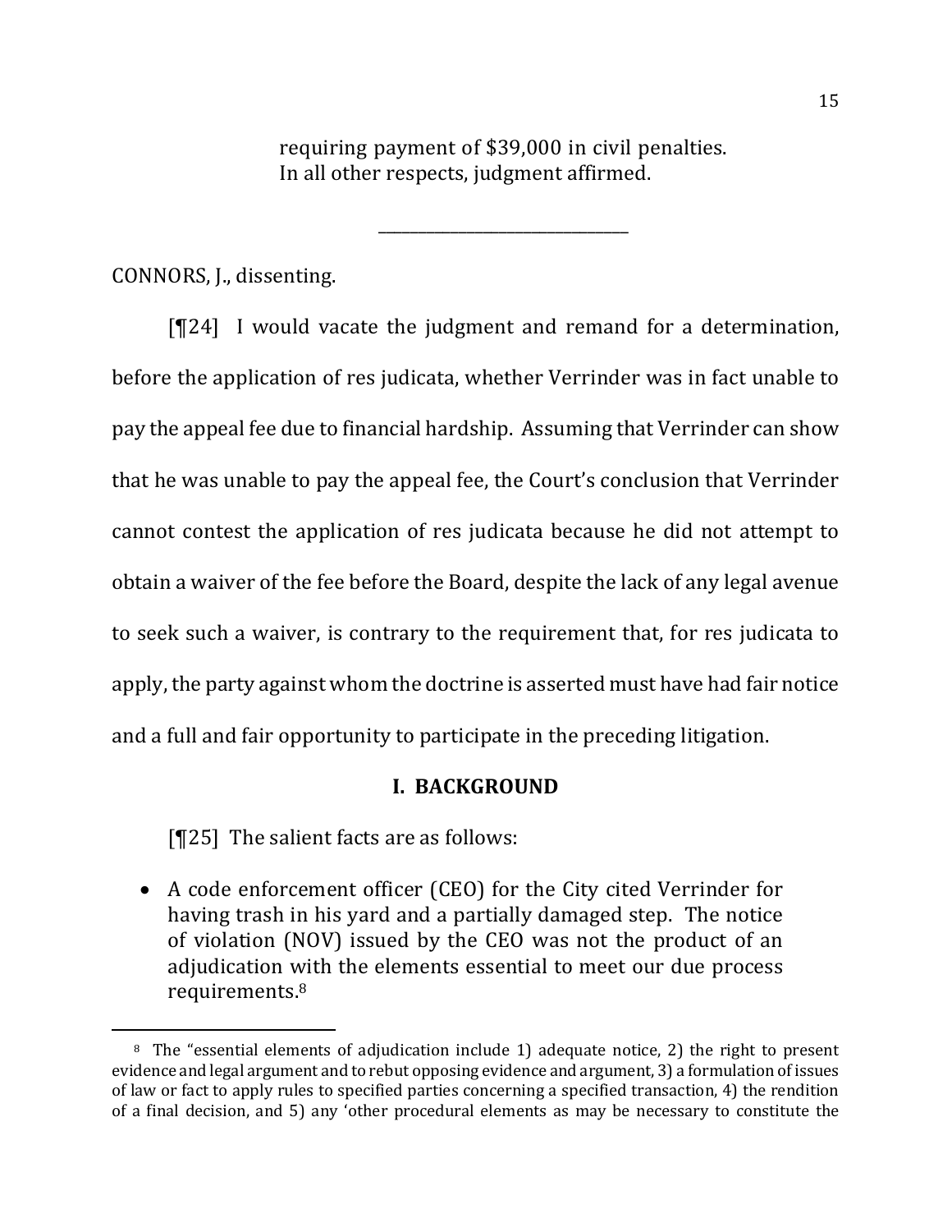requiring payment of $39,000 in civil penalties. In all other respects, judgment affirmed.

______________________________

CONNORS, J., dissenting.

[¶24] I would vacate the judgment and remand for a determination, before the application of res judicata, whether Verrinder was in fact unable to pay the appeal fee due to financial hardship. Assuming that Verrinder can show that he was unable to pay the appeal fee, the Court's conclusion that Verrinder cannot contest the application of res judicata because he did not attempt to obtain a waiver of the fee before the Board, despite the lack of any legal avenue to seek such a waiver, is contrary to the requirement that, for res judicata to apply, the party against whom the doctrine is asserted must have had fair notice and a full and fair opportunity to participate in the preceding litigation.

## I. BACKGROUND

[¶25] The salient facts are as follows:

- A code enforcement officer (CEO) for the City cited Verrinder for having trash in his yard and a partially damaged step. The notice of violation (NOV) issued by the CEO was not the product of an adjudication with the elements essential to meet our due process requirements.[8]

[8] The "essential elements of adjudication include 1) adequate notice, 2) the right to present evidence and legal argument and to rebut opposing evidence and argument, 3) a formulation of issues of law or fact to apply rules to specified parties concerning a specified transaction, 4) the rendition of a final decision, and 5) any 'other procedural elements as may be necessary to constitute the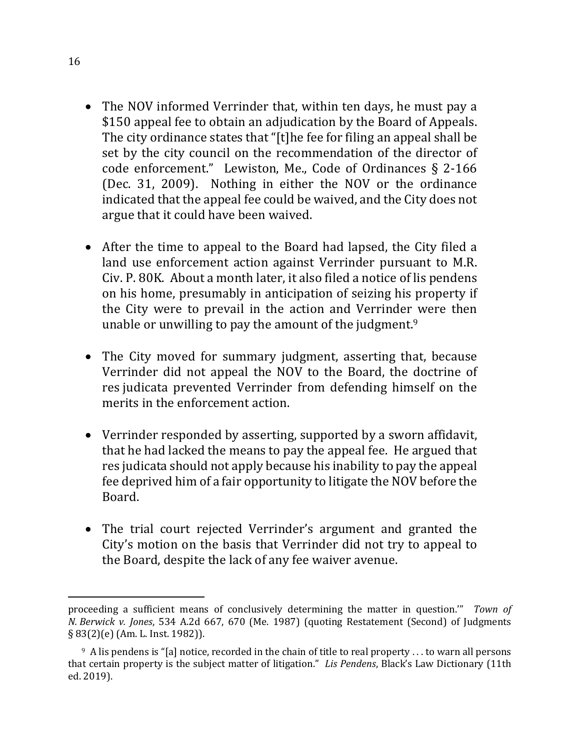- The NOV informed Verrinder that, within ten days, he must pay a $150 appeal fee to obtain an adjudication by the Board of Appeals. The city ordinance states that "[t]he fee for filing an appeal shall be set by the city council on the recommendation of the director of code enforcement." Lewiston, Me., Code of Ordinances § 2-166 (Dec. 31, 2009). Nothing in either the NOV or the ordinance indicated that the appeal fee could be waived, and the City does not argue that it could have been waived.

- After the time to appeal to the Board had lapsed, the City filed a land use enforcement action against Verrinder pursuant to M.R. Civ. P. 80K. About a month later, it also filed a notice of lis pendens on his home, presumably in anticipation of seizing his property if the City were to prevail in the action and Verrinder were then unable or unwilling to pay the amount of the judgment.[9]

- The City moved for summary judgment, asserting that, because Verrinder did not appeal the NOV to the Board, the doctrine of res judicata prevented Verrinder from defending himself on the merits in the enforcement action.

- Verrinder responded by asserting, supported by a sworn affidavit, that he had lacked the means to pay the appeal fee. He argued that res judicata should not apply because his inability to pay the appeal fee deprived him of a fair opportunity to litigate the NOV before the Board.

- The trial court rejected Verrinder's argument and granted the City's motion on the basis that Verrinder did not try to appeal to the Board, despite the lack of any fee waiver avenue.

---

proceeding a sufficient means of conclusively determining the matter in question.'" *Town of N. Berwick v. Jones*, 534 A.2d 667, 670 (Me. 1987) (quoting Restatement (Second) of Judgments § 83(2)(e) (Am. L. Inst. 1982)).

[9] A lis pendens is "[a] notice, recorded in the chain of title to real property . . . to warn all persons that certain property is the subject matter of litigation." *Lis Pendens*, Black's Law Dictionary (11th ed. 2019).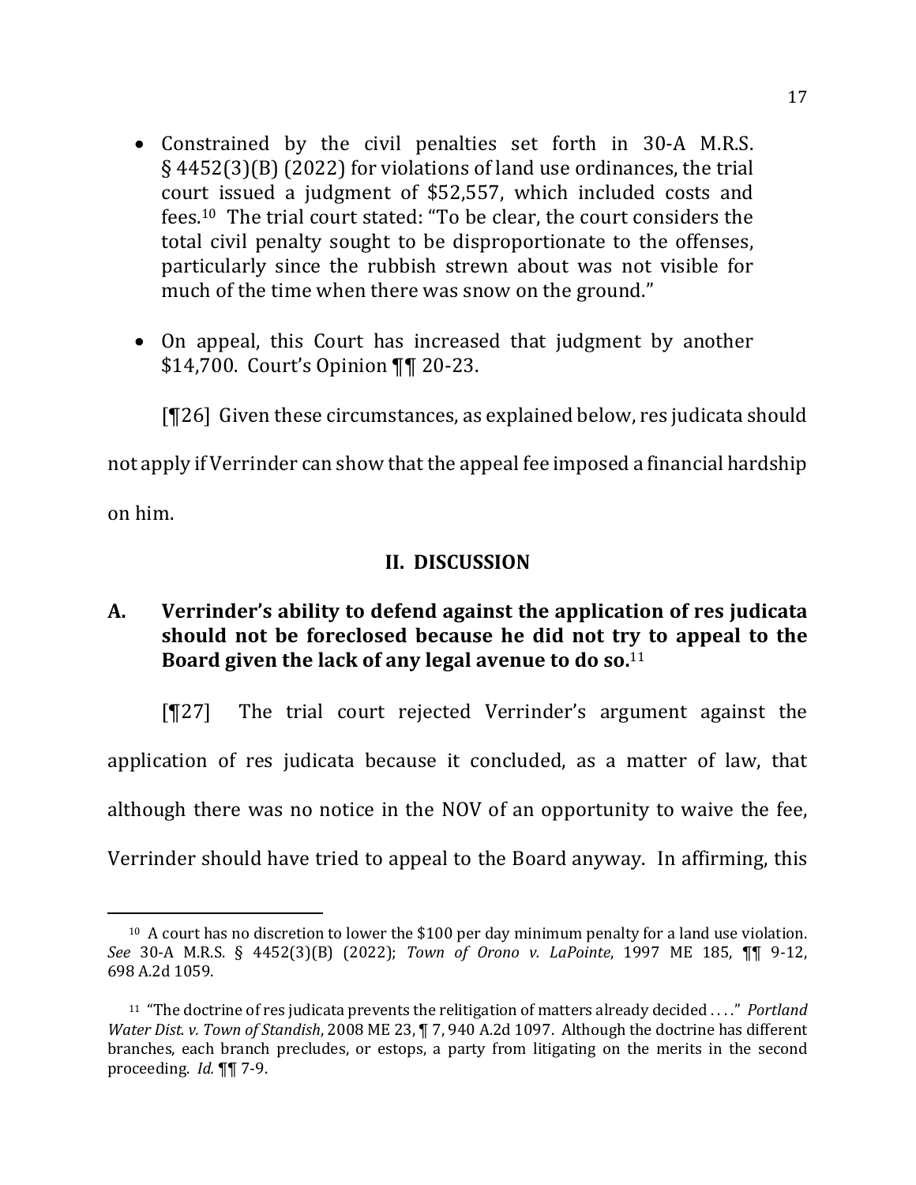- Constrained by the civil penalties set forth in 30-A M.R.S. § 4452(3)(B) (2022) for violations of land use ordinances, the trial court issued a judgment of $52,557, which included costs and fees.[10] The trial court stated: "To be clear, the court considers the total civil penalty sought to be disproportionate to the offenses, particularly since the rubbish strewn about was not visible for much of the time when there was snow on the ground."

- On appeal, this Court has increased that judgment by another $14,700. Court's Opinion ¶¶ 20-23.

[¶26] Given these circumstances, as explained below, res judicata should not apply if Verrinder can show that the appeal fee imposed a financial hardship on him.

## II. DISCUSSION

### A. Verrinder's ability to defend against the application of res judicata should not be foreclosed because he did not try to appeal to the Board given the lack of any legal avenue to do so.[11]

[¶27] The trial court rejected Verrinder's argument against the application of res judicata because it concluded, as a matter of law, that although there was no notice in the NOV of an opportunity to waive the fee, Verrinder should have tried to appeal to the Board anyway. In affirming, this

---

[10] A court has no discretion to lower the $100 per day minimum penalty for a land use violation. *See* 30-A M.R.S. § 4452(3)(B) (2022); *Town of Orono v. LaPointe*, 1997 ME 185, ¶¶ 9-12, 698 A.2d 1059.

[11] "The doctrine of res judicata prevents the relitigation of matters already decided . . . ." *Portland Water Dist. v. Town of Standish*, 2008 ME 23, ¶ 7, 940 A.2d 1097. Although the doctrine has different branches, each branch precludes, or estops, a party from litigating on the merits in the second proceeding. *Id.* ¶¶ 7-9.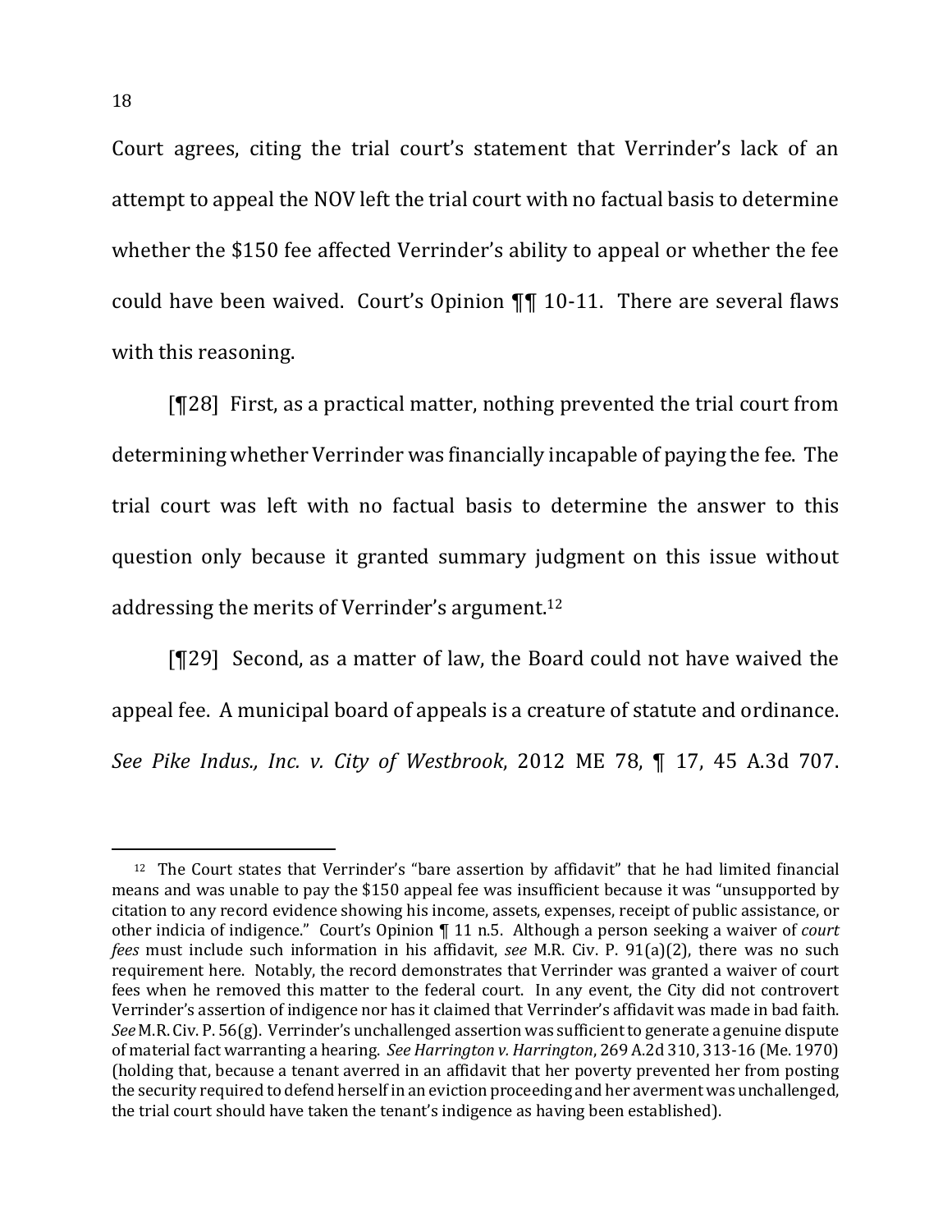Court agrees, citing the trial court's statement that Verrinder's lack of an attempt to appeal the NOV left the trial court with no factual basis to determine whether the $150 fee affected Verrinder's ability to appeal or whether the fee could have been waived. Court's Opinion ¶¶ 10-11. There are several flaws with this reasoning.

[¶28] First, as a practical matter, nothing prevented the trial court from determining whether Verrinder was financially incapable of paying the fee. The trial court was left with no factual basis to determine the answer to this question only because it granted summary judgment on this issue without addressing the merits of Verrinder's argument.[12]

[¶29] Second, as a matter of law, the Board could not have waived the appeal fee. A municipal board of appeals is a creature of statute and ordinance. *See Pike Indus., Inc. v. City of Westbrook*, 2012 ME 78, ¶ 17, 45 A.3d 707.

---

[12] The Court states that Verrinder's "bare assertion by affidavit" that he had limited financial means and was unable to pay the $150 appeal fee was insufficient because it was "unsupported by citation to any record evidence showing his income, assets, expenses, receipt of public assistance, or other indicia of indigence." Court's Opinion ¶ 11 n.5. Although a person seeking a waiver of *court fees* must include such information in his affidavit, *see* M.R. Civ. P. 91(a)(2), there was no such requirement here. Notably, the record demonstrates that Verrinder was granted a waiver of court fees when he removed this matter to the federal court. In any event, the City did not controvert Verrinder's assertion of indigence nor has it claimed that Verrinder's affidavit was made in bad faith. *See* M.R. Civ. P. 56(g). Verrinder's unchallenged assertion was sufficient to generate a genuine dispute of material fact warranting a hearing. *See Harrington v. Harrington*, 269 A.2d 310, 313-16 (Me. 1970) (holding that, because a tenant averred in an affidavit that her poverty prevented her from posting the security required to defend herself in an eviction proceeding and her averment was unchallenged, the trial court should have taken the tenant's indigence as having been established).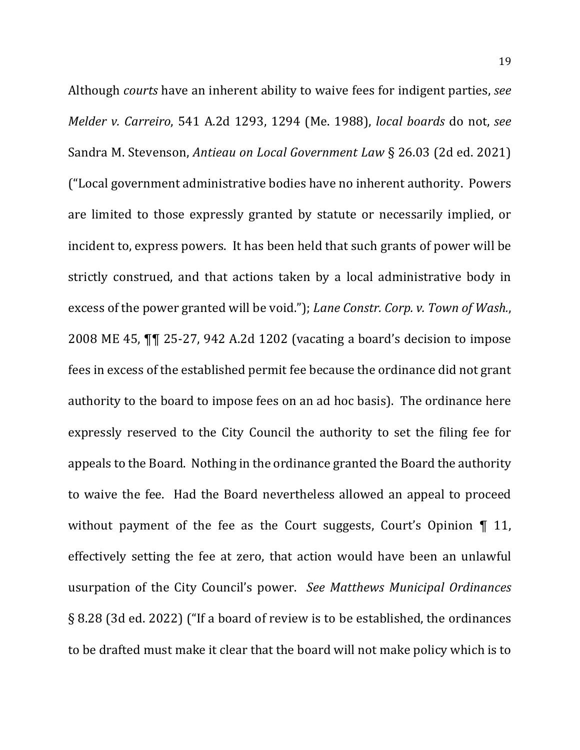Although *courts* have an inherent ability to waive fees for indigent parties, *see Melder v. Carreiro*, 541 A.2d 1293, 1294 (Me. 1988), *local boards* do not, *see* Sandra M. Stevenson, *Antieau on Local Government Law* § 26.03 (2d ed. 2021) ("Local government administrative bodies have no inherent authority. Powers are limited to those expressly granted by statute or necessarily implied, or incident to, express powers. It has been held that such grants of power will be strictly construed, and that actions taken by a local administrative body in excess of the power granted will be void."); *Lane Constr. Corp. v. Town of Wash.*, 2008 ME 45, ¶¶ 25-27, 942 A.2d 1202 (vacating a board's decision to impose fees in excess of the established permit fee because the ordinance did not grant authority to the board to impose fees on an ad hoc basis). The ordinance here expressly reserved to the City Council the authority to set the filing fee for appeals to the Board. Nothing in the ordinance granted the Board the authority to waive the fee. Had the Board nevertheless allowed an appeal to proceed without payment of the fee as the Court suggests, Court's Opinion ¶ 11, effectively setting the fee at zero, that action would have been an unlawful usurpation of the City Council's power. *See Matthews Municipal Ordinances* § 8.28 (3d ed. 2022) ("If a board of review is to be established, the ordinances to be drafted must make it clear that the board will not make policy which is to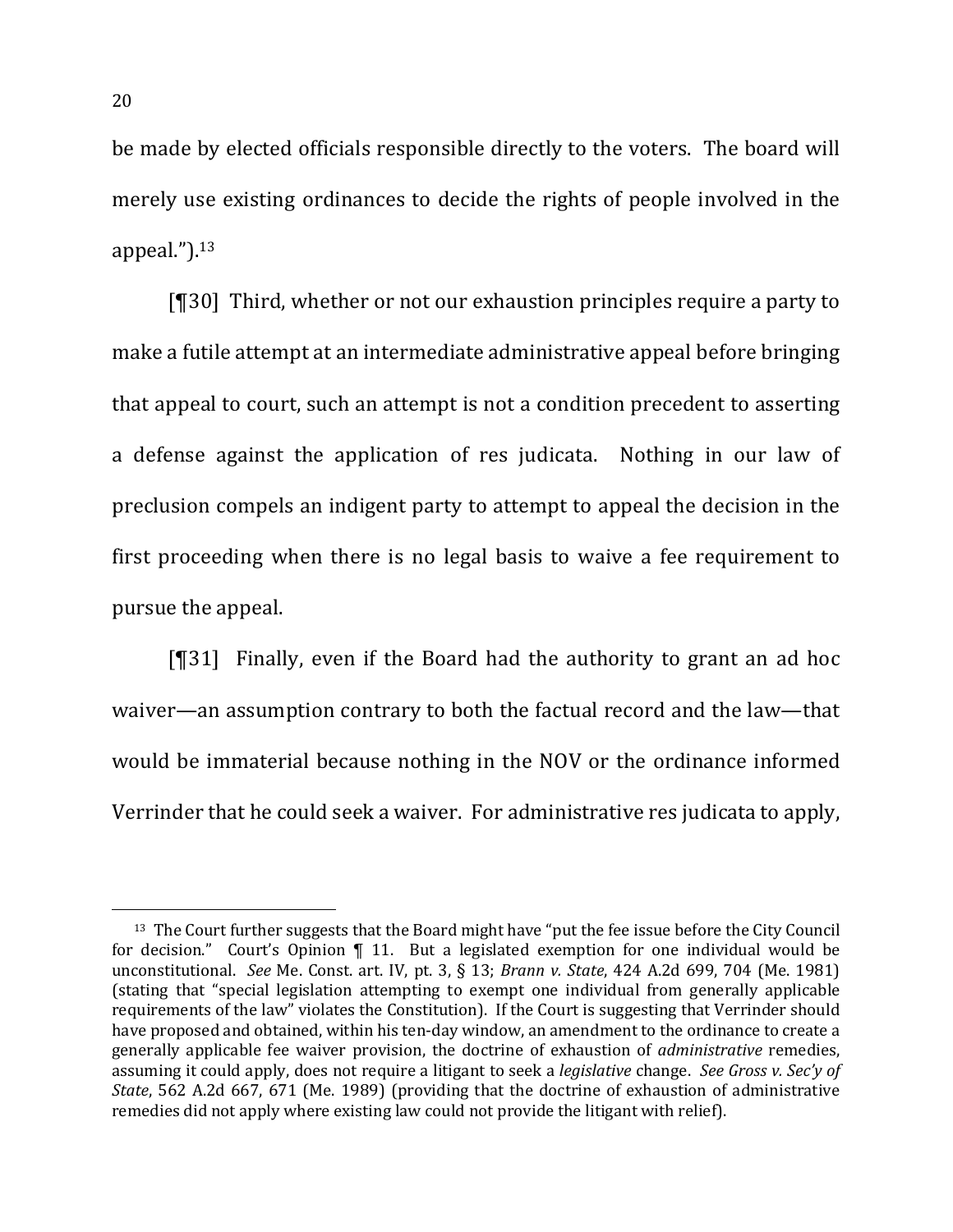be made by elected officials responsible directly to the voters. The board will merely use existing ordinances to decide the rights of people involved in the appeal.").[13]

[¶30] Third, whether or not our exhaustion principles require a party to make a futile attempt at an intermediate administrative appeal before bringing that appeal to court, such an attempt is not a condition precedent to asserting a defense against the application of res judicata. Nothing in our law of preclusion compels an indigent party to attempt to appeal the decision in the first proceeding when there is no legal basis to waive a fee requirement to pursue the appeal.

[¶31] Finally, even if the Board had the authority to grant an ad hoc waiver—an assumption contrary to both the factual record and the law—that would be immaterial because nothing in the NOV or the ordinance informed Verrinder that he could seek a waiver. For administrative res judicata to apply,

---

[13] The Court further suggests that the Board might have "put the fee issue before the City Council for decision." Court's Opinion ¶ 11. But a legislated exemption for one individual would be unconstitutional. *See* Me. Const. art. IV, pt. 3, § 13; *Brann v. State*, 424 A.2d 699, 704 (Me. 1981) (stating that "special legislation attempting to exempt one individual from generally applicable requirements of the law" violates the Constitution). If the Court is suggesting that Verrinder should have proposed and obtained, within his ten-day window, an amendment to the ordinance to create a generally applicable fee waiver provision, the doctrine of exhaustion of *administrative* remedies, assuming it could apply, does not require a litigant to seek a *legislative* change. *See Gross v. Sec'y of State*, 562 A.2d 667, 671 (Me. 1989) (providing that the doctrine of exhaustion of administrative remedies did not apply where existing law could not provide the litigant with relief).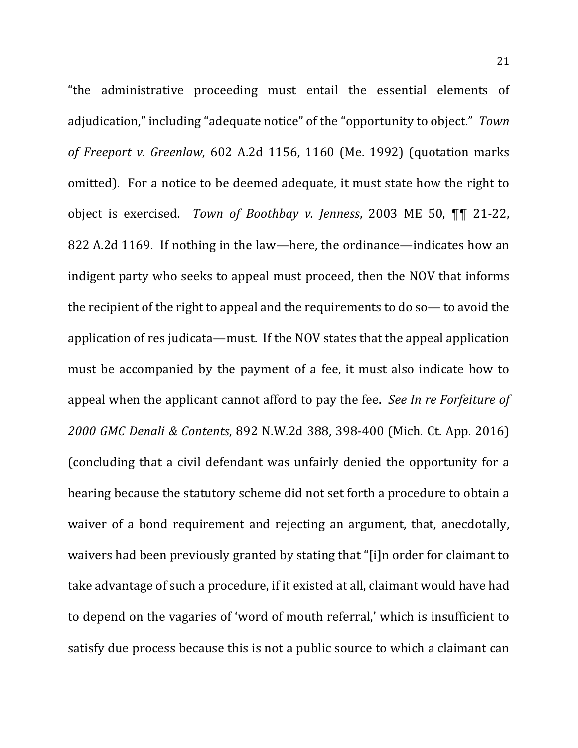"the administrative proceeding must entail the essential elements of adjudication," including "adequate notice" of the "opportunity to object." *Town of Freeport v. Greenlaw*, 602 A.2d 1156, 1160 (Me. 1992) (quotation marks omitted). For a notice to be deemed adequate, it must state how the right to object is exercised. *Town of Boothbay v. Jenness*, 2003 ME 50, ¶¶ 21-22, 822 A.2d 1169. If nothing in the law—here, the ordinance—indicates how an indigent party who seeks to appeal must proceed, then the NOV that informs the recipient of the right to appeal and the requirements to do so— to avoid the application of res judicata—must. If the NOV states that the appeal application must be accompanied by the payment of a fee, it must also indicate how to appeal when the applicant cannot afford to pay the fee. *See In re Forfeiture of 2000 GMC Denali & Contents*, 892 N.W.2d 388, 398-400 (Mich. Ct. App. 2016) (concluding that a civil defendant was unfairly denied the opportunity for a hearing because the statutory scheme did not set forth a procedure to obtain a waiver of a bond requirement and rejecting an argument, that, anecdotally, waivers had been previously granted by stating that "[i]n order for claimant to take advantage of such a procedure, if it existed at all, claimant would have had to depend on the vagaries of 'word of mouth referral,' which is insufficient to satisfy due process because this is not a public source to which a claimant can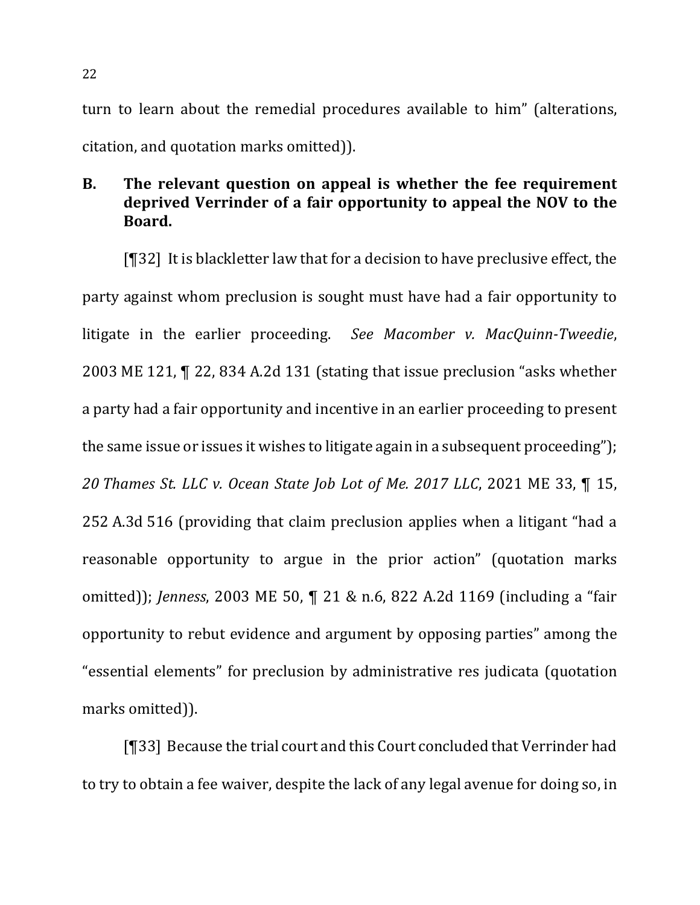turn to learn about the remedial procedures available to him" (alterations, citation, and quotation marks omitted)).

### B. The relevant question on appeal is whether the fee requirement deprived Verrinder of a fair opportunity to appeal the NOV to the Board.

[¶32] It is blackletter law that for a decision to have preclusive effect, the party against whom preclusion is sought must have had a fair opportunity to litigate in the earlier proceeding. *See Macomber v. MacQuinn-Tweedie*, 2003 ME 121, ¶ 22, 834 A.2d 131 (stating that issue preclusion "asks whether a party had a fair opportunity and incentive in an earlier proceeding to present the same issue or issues it wishes to litigate again in a subsequent proceeding"); *20 Thames St. LLC v. Ocean State Job Lot of Me. 2017 LLC*, 2021 ME 33, ¶ 15, 252 A.3d 516 (providing that claim preclusion applies when a litigant "had a reasonable opportunity to argue in the prior action" (quotation marks omitted)); *Jenness*, 2003 ME 50, ¶ 21 & n.6, 822 A.2d 1169 (including a "fair opportunity to rebut evidence and argument by opposing parties" among the "essential elements" for preclusion by administrative res judicata (quotation marks omitted)).

[¶33] Because the trial court and this Court concluded that Verrinder had to try to obtain a fee waiver, despite the lack of any legal avenue for doing so, in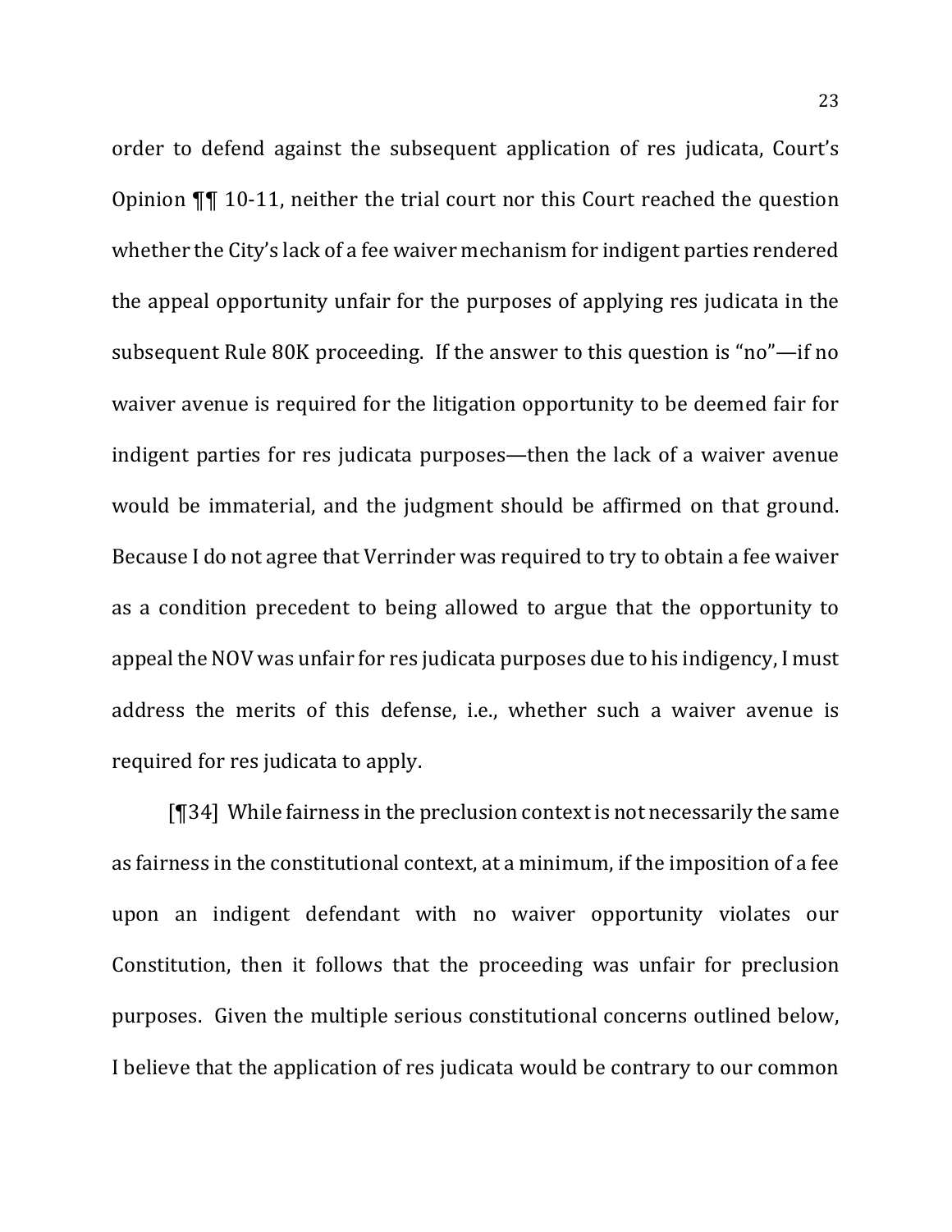order to defend against the subsequent application of res judicata, Court's Opinion ¶¶ 10-11, neither the trial court nor this Court reached the question whether the City's lack of a fee waiver mechanism for indigent parties rendered the appeal opportunity unfair for the purposes of applying res judicata in the subsequent Rule 80K proceeding. If the answer to this question is "no"—if no waiver avenue is required for the litigation opportunity to be deemed fair for indigent parties for res judicata purposes—then the lack of a waiver avenue would be immaterial, and the judgment should be affirmed on that ground. Because I do not agree that Verrinder was required to try to obtain a fee waiver as a condition precedent to being allowed to argue that the opportunity to appeal the NOV was unfair for res judicata purposes due to his indigency, I must address the merits of this defense, i.e., whether such a waiver avenue is required for res judicata to apply.

[¶34] While fairness in the preclusion context is not necessarily the same as fairness in the constitutional context, at a minimum, if the imposition of a fee upon an indigent defendant with no waiver opportunity violates our Constitution, then it follows that the proceeding was unfair for preclusion purposes. Given the multiple serious constitutional concerns outlined below, I believe that the application of res judicata would be contrary to our common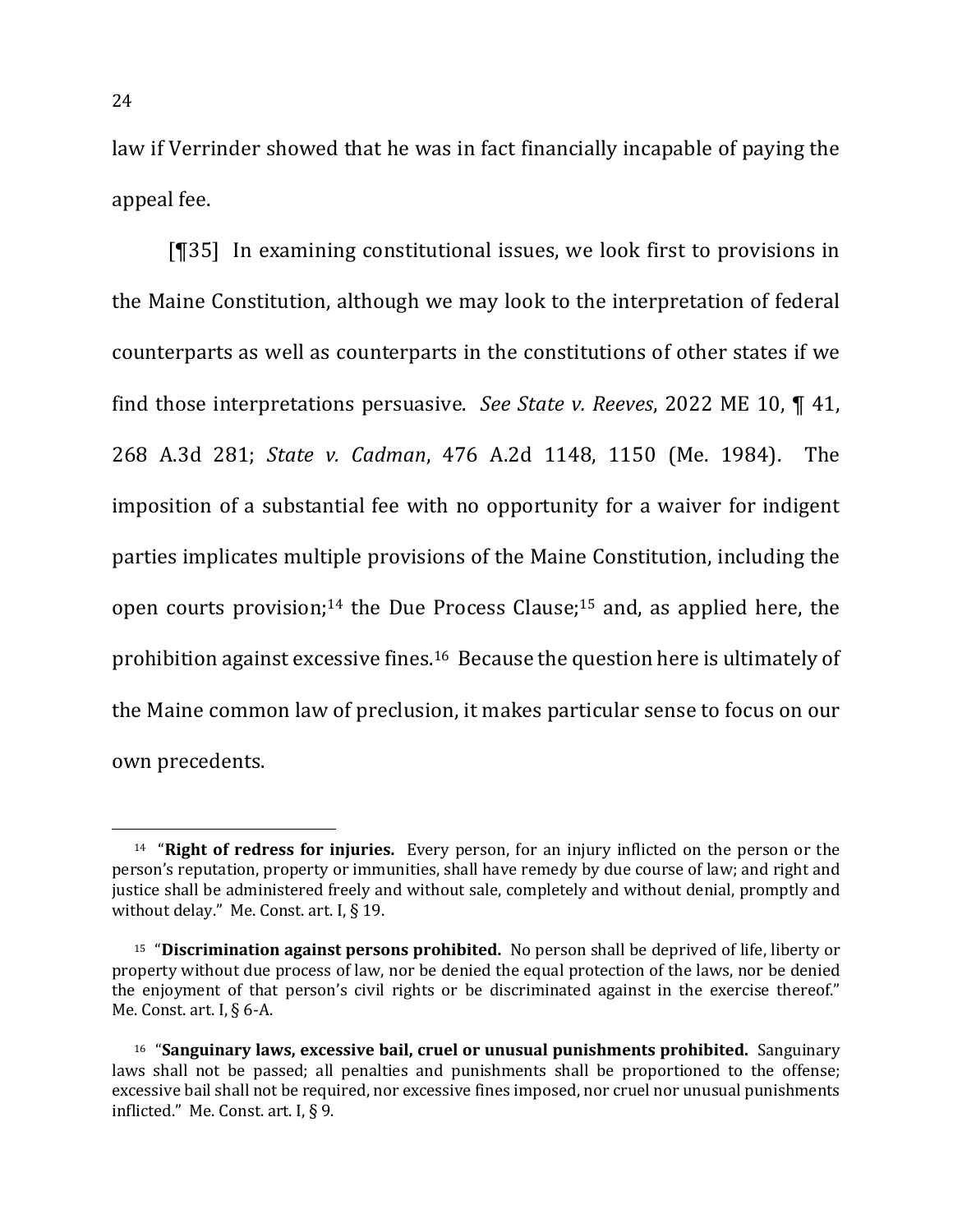law if Verrinder showed that he was in fact financially incapable of paying the appeal fee.

[¶35] In examining constitutional issues, we look first to provisions in the Maine Constitution, although we may look to the interpretation of federal counterparts as well as counterparts in the constitutions of other states if we find those interpretations persuasive. *See State v. Reeves*, 2022 ME 10, ¶ 41, 268 A.3d 281; *State v. Cadman*, 476 A.2d 1148, 1150 (Me. 1984). The imposition of a substantial fee with no opportunity for a waiver for indigent parties implicates multiple provisions of the Maine Constitution, including the open courts provision;[14] the Due Process Clause;[15] and, as applied here, the prohibition against excessive fines.[16] Because the question here is ultimately of the Maine common law of preclusion, it makes particular sense to focus on our own precedents.

---

[14] "**Right of redress for injuries.** Every person, for an injury inflicted on the person or the person's reputation, property or immunities, shall have remedy by due course of law; and right and justice shall be administered freely and without sale, completely and without denial, promptly and without delay." Me. Const. art. I, § 19.

[15] "**Discrimination against persons prohibited.** No person shall be deprived of life, liberty or property without due process of law, nor be denied the equal protection of the laws, nor be denied the enjoyment of that person's civil rights or be discriminated against in the exercise thereof." Me. Const. art. I, § 6-A.

[16] "**Sanguinary laws, excessive bail, cruel or unusual punishments prohibited.** Sanguinary laws shall not be passed; all penalties and punishments shall be proportioned to the offense; excessive bail shall not be required, nor excessive fines imposed, nor cruel nor unusual punishments inflicted." Me. Const. art. I, § 9.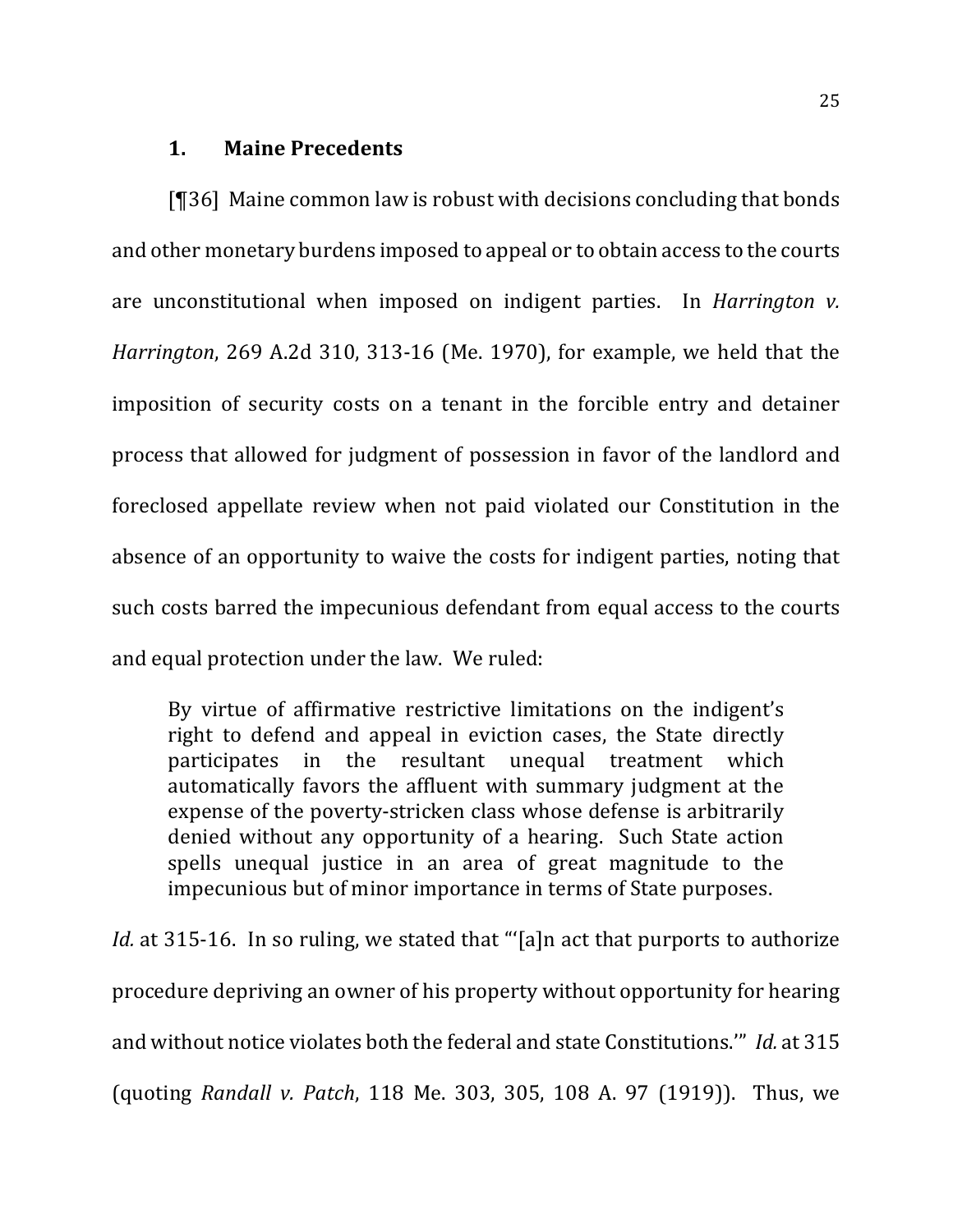### 1. Maine Precedents

[¶36] Maine common law is robust with decisions concluding that bonds and other monetary burdens imposed to appeal or to obtain access to the courts are unconstitutional when imposed on indigent parties. In *Harrington v. Harrington*, 269 A.2d 310, 313-16 (Me. 1970), for example, we held that the imposition of security costs on a tenant in the forcible entry and detainer process that allowed for judgment of possession in favor of the landlord and foreclosed appellate review when not paid violated our Constitution in the absence of an opportunity to waive the costs for indigent parties, noting that such costs barred the impecunious defendant from equal access to the courts and equal protection under the law. We ruled:

> By virtue of affirmative restrictive limitations on the indigent's right to defend and appeal in eviction cases, the State directly participates in the resultant unequal treatment which automatically favors the affluent with summary judgment at the expense of the poverty-stricken class whose defense is arbitrarily denied without any opportunity of a hearing. Such State action spells unequal justice in an area of great magnitude to the impecunious but of minor importance in terms of State purposes.

*Id.* at 315-16. In so ruling, we stated that "'[a]n act that purports to authorize procedure depriving an owner of his property without opportunity for hearing and without notice violates both the federal and state Constitutions.'" *Id.* at 315 (quoting *Randall v. Patch*, 118 Me. 303, 305, 108 A. 97 (1919)). Thus, we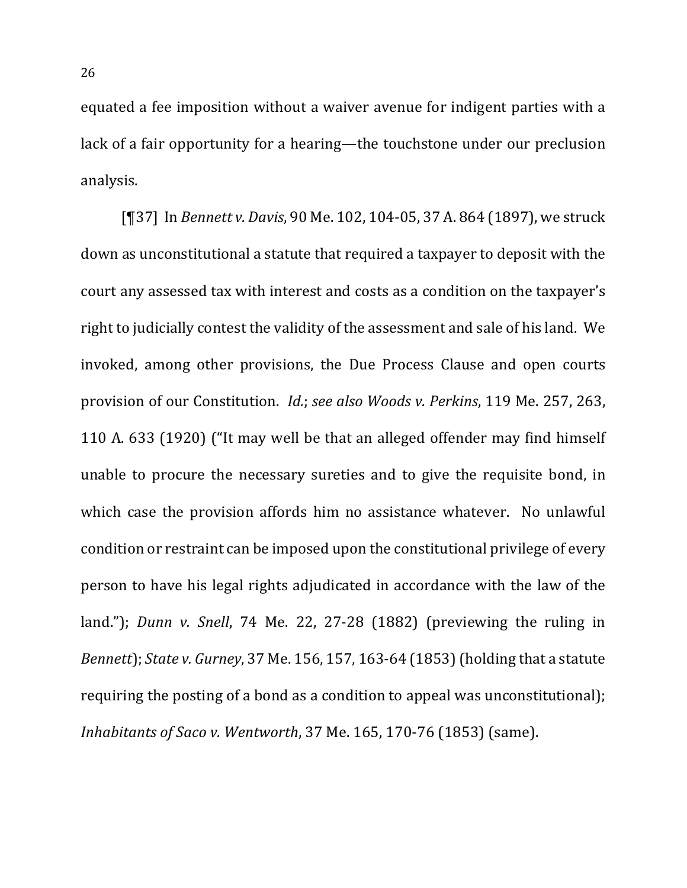equated a fee imposition without a waiver avenue for indigent parties with a lack of a fair opportunity for a hearing—the touchstone under our preclusion analysis.

[¶37] In *Bennett v. Davis*, 90 Me. 102, 104-05, 37 A. 864 (1897), we struck down as unconstitutional a statute that required a taxpayer to deposit with the court any assessed tax with interest and costs as a condition on the taxpayer's right to judicially contest the validity of the assessment and sale of his land. We invoked, among other provisions, the Due Process Clause and open courts provision of our Constitution. *Id.*; *see also Woods v. Perkins*, 119 Me. 257, 263, 110 A. 633 (1920) ("It may well be that an alleged offender may find himself unable to procure the necessary sureties and to give the requisite bond, in which case the provision affords him no assistance whatever. No unlawful condition or restraint can be imposed upon the constitutional privilege of every person to have his legal rights adjudicated in accordance with the law of the land."); *Dunn v. Snell*, 74 Me. 22, 27-28 (1882) (previewing the ruling in *Bennett*); *State v. Gurney*, 37 Me. 156, 157, 163-64 (1853) (holding that a statute requiring the posting of a bond as a condition to appeal was unconstitutional); *Inhabitants of Saco v. Wentworth*, 37 Me. 165, 170-76 (1853) (same).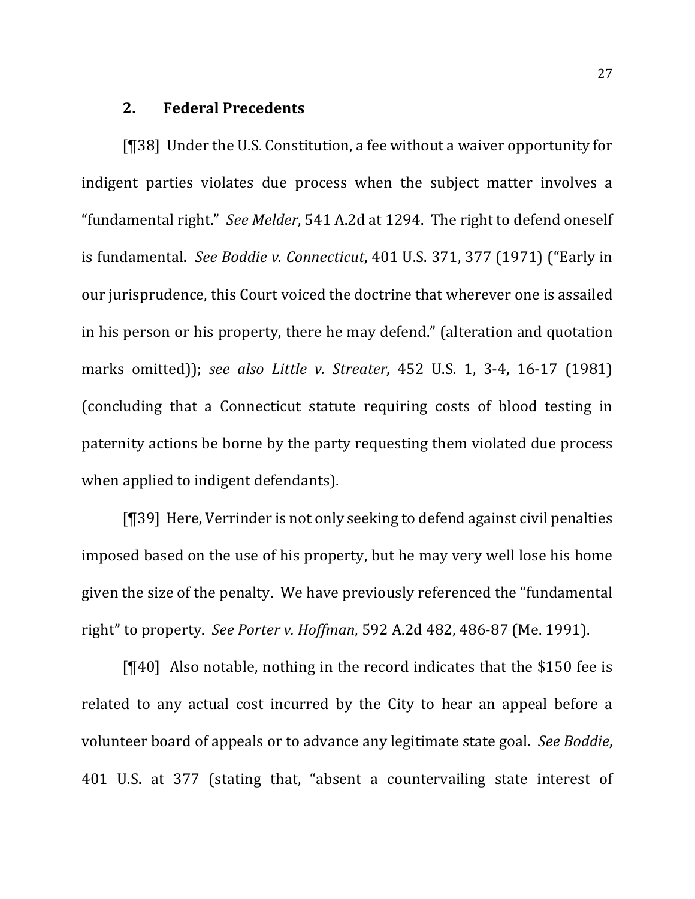### 2. Federal Precedents

[¶38] Under the U.S. Constitution, a fee without a waiver opportunity for indigent parties violates due process when the subject matter involves a "fundamental right." *See Melder*, 541 A.2d at 1294. The right to defend oneself is fundamental. *See Boddie v. Connecticut*, 401 U.S. 371, 377 (1971) ("Early in our jurisprudence, this Court voiced the doctrine that wherever one is assailed in his person or his property, there he may defend." (alteration and quotation marks omitted)); *see also Little v. Streater*, 452 U.S. 1, 3-4, 16-17 (1981) (concluding that a Connecticut statute requiring costs of blood testing in paternity actions be borne by the party requesting them violated due process when applied to indigent defendants).

[¶39] Here, Verrinder is not only seeking to defend against civil penalties imposed based on the use of his property, but he may very well lose his home given the size of the penalty. We have previously referenced the "fundamental right" to property. *See Porter v. Hoffman*, 592 A.2d 482, 486-87 (Me. 1991).

[¶40] Also notable, nothing in the record indicates that the $150 fee is related to any actual cost incurred by the City to hear an appeal before a volunteer board of appeals or to advance any legitimate state goal. *See Boddie*, 401 U.S. at 377 (stating that, "absent a countervailing state interest of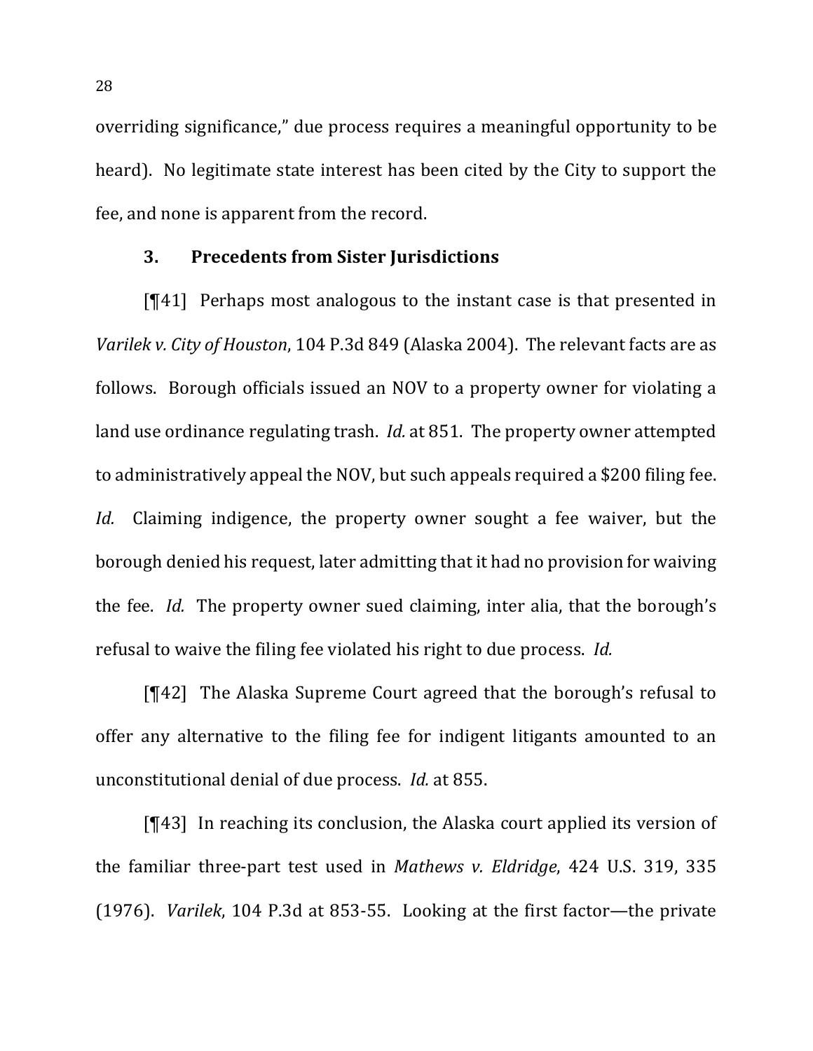overriding significance," due process requires a meaningful opportunity to be heard). No legitimate state interest has been cited by the City to support the fee, and none is apparent from the record.

### 3. Precedents from Sister Jurisdictions

[¶41] Perhaps most analogous to the instant case is that presented in *Varilek v. City of Houston*, 104 P.3d 849 (Alaska 2004). The relevant facts are as follows. Borough officials issued an NOV to a property owner for violating a land use ordinance regulating trash. *Id.* at 851. The property owner attempted to administratively appeal the NOV, but such appeals required a $200 filing fee. *Id.* Claiming indigence, the property owner sought a fee waiver, but the borough denied his request, later admitting that it had no provision for waiving the fee. *Id.* The property owner sued claiming, inter alia, that the borough's refusal to waive the filing fee violated his right to due process. *Id.*

[¶42] The Alaska Supreme Court agreed that the borough's refusal to offer any alternative to the filing fee for indigent litigants amounted to an unconstitutional denial of due process. *Id.* at 855.

[¶43] In reaching its conclusion, the Alaska court applied its version of the familiar three-part test used in *Mathews v. Eldridge*, 424 U.S. 319, 335 (1976). *Varilek*, 104 P.3d at 853-55. Looking at the first factor—the private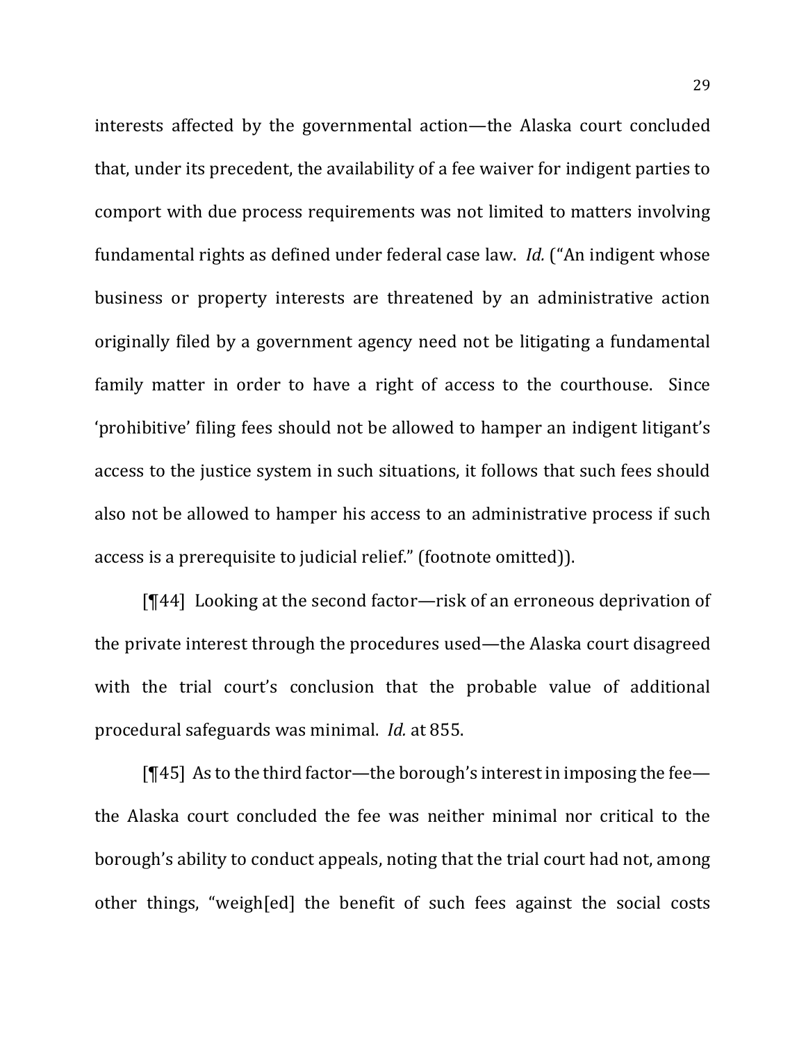interests affected by the governmental action—the Alaska court concluded that, under its precedent, the availability of a fee waiver for indigent parties to comport with due process requirements was not limited to matters involving fundamental rights as defined under federal case law. *Id.* ("An indigent whose business or property interests are threatened by an administrative action originally filed by a government agency need not be litigating a fundamental family matter in order to have a right of access to the courthouse. Since 'prohibitive' filing fees should not be allowed to hamper an indigent litigant's access to the justice system in such situations, it follows that such fees should also not be allowed to hamper his access to an administrative process if such access is a prerequisite to judicial relief." (footnote omitted)).

[¶44] Looking at the second factor—risk of an erroneous deprivation of the private interest through the procedures used—the Alaska court disagreed with the trial court's conclusion that the probable value of additional procedural safeguards was minimal. *Id.* at 855.

[¶45] As to the third factor—the borough's interest in imposing the fee—the Alaska court concluded the fee was neither minimal nor critical to the borough's ability to conduct appeals, noting that the trial court had not, among other things, "weigh[ed] the benefit of such fees against the social costs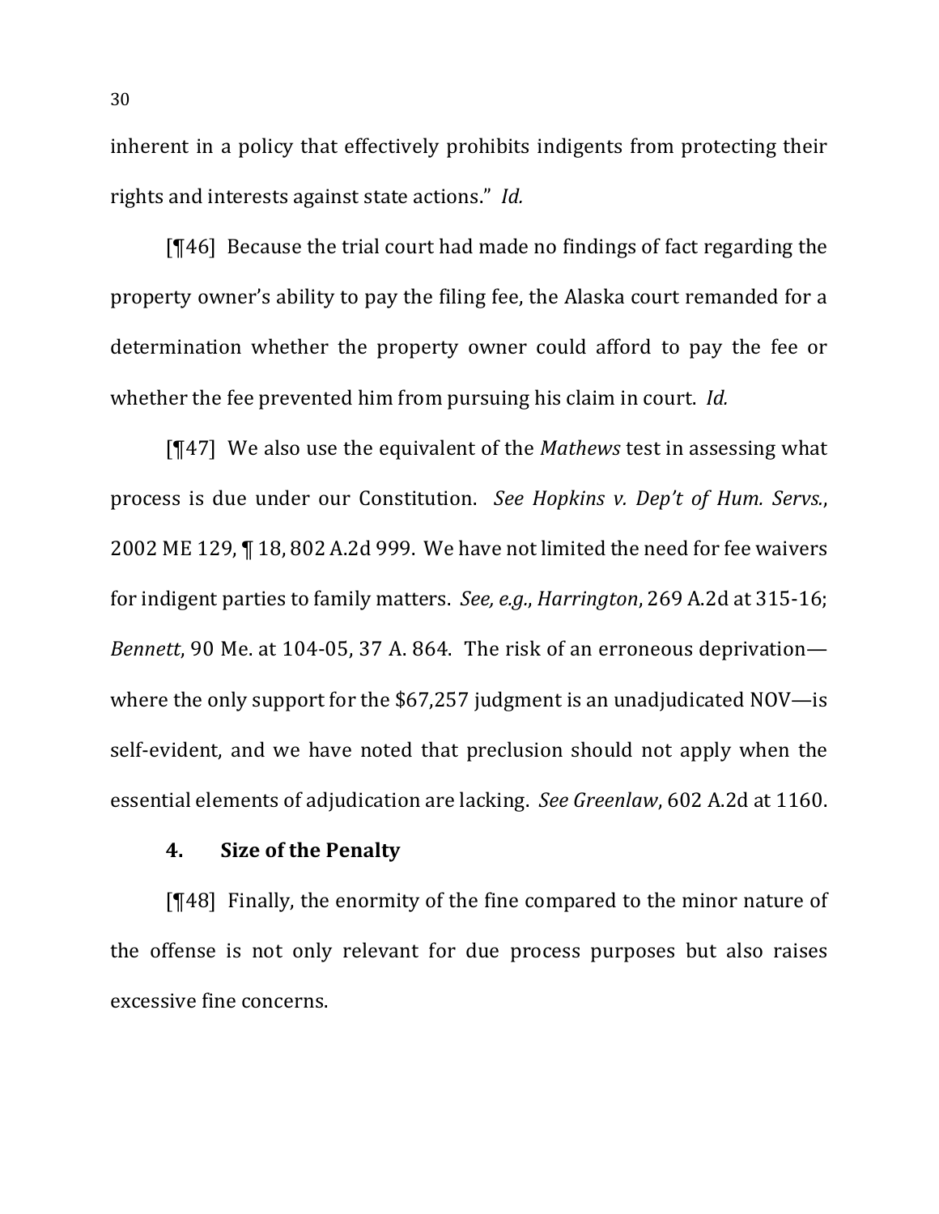inherent in a policy that effectively prohibits indigents from protecting their rights and interests against state actions." *Id.*

[¶46] Because the trial court had made no findings of fact regarding the property owner's ability to pay the filing fee, the Alaska court remanded for a determination whether the property owner could afford to pay the fee or whether the fee prevented him from pursuing his claim in court. *Id.*

[¶47] We also use the equivalent of the *Mathews* test in assessing what process is due under our Constitution. *See Hopkins v. Dep't of Hum. Servs.*, 2002 ME 129, ¶ 18, 802 A.2d 999. We have not limited the need for fee waivers for indigent parties to family matters. *See, e.g.*, *Harrington*, 269 A.2d at 315-16; *Bennett*, 90 Me. at 104-05, 37 A. 864. The risk of an erroneous deprivation—where the only support for the $67,257 judgment is an unadjudicated NOV—is self-evident, and we have noted that preclusion should not apply when the essential elements of adjudication are lacking. *See Greenlaw*, 602 A.2d at 1160.

### 4. Size of the Penalty

[¶48] Finally, the enormity of the fine compared to the minor nature of the offense is not only relevant for due process purposes but also raises excessive fine concerns.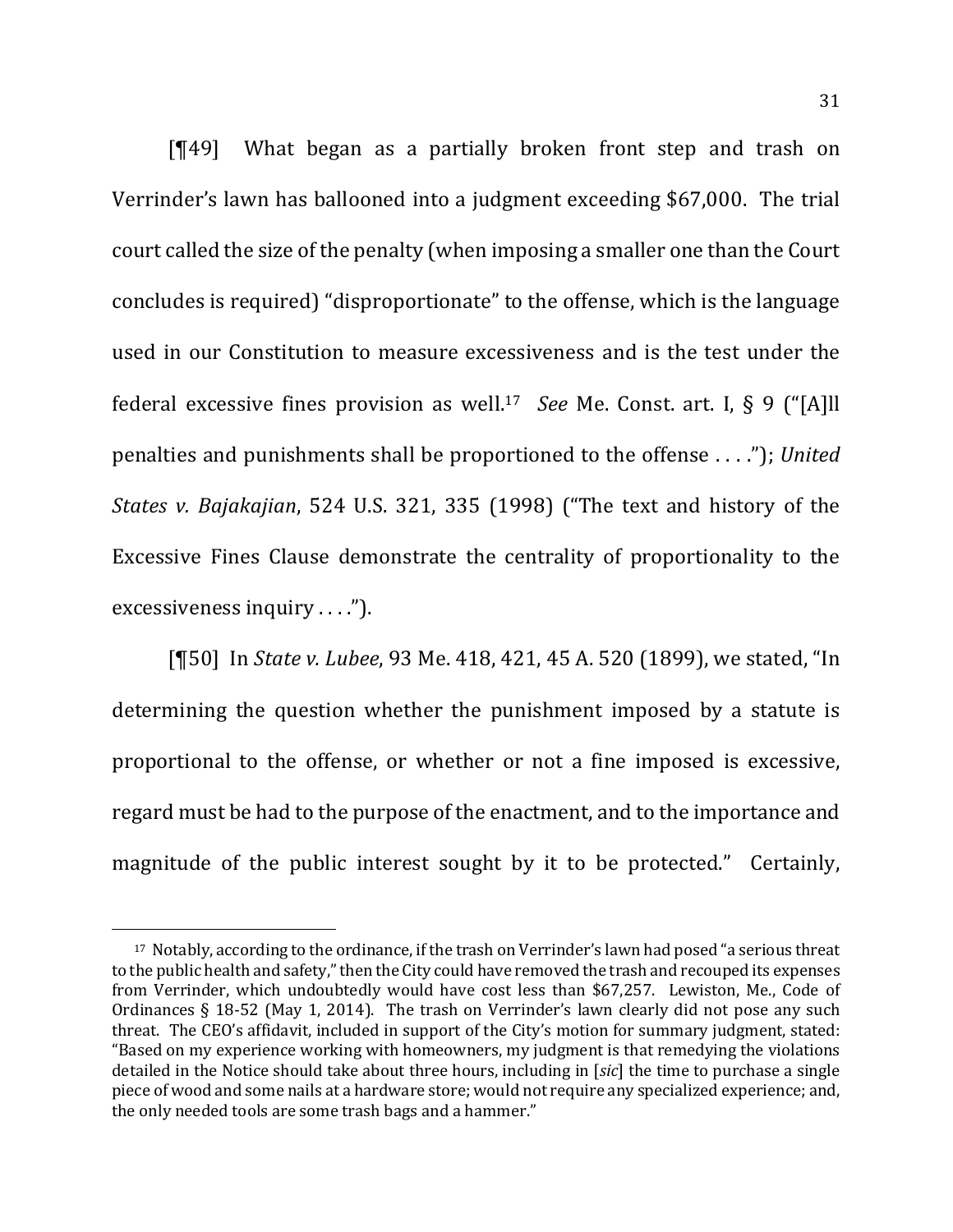[¶49] What began as a partially broken front step and trash on Verrinder's lawn has ballooned into a judgment exceeding $67,000. The trial court called the size of the penalty (when imposing a smaller one than the Court concludes is required) "disproportionate" to the offense, which is the language used in our Constitution to measure excessiveness and is the test under the federal excessive fines provision as well.[17] *See* Me. Const. art. I, § 9 ("[A]ll penalties and punishments shall be proportioned to the offense . . . ."); *United States v. Bajakajian*, 524 U.S. 321, 335 (1998) ("The text and history of the Excessive Fines Clause demonstrate the centrality of proportionality to the excessiveness inquiry . . . .").

[¶50] In *State v. Lubee*, 93 Me. 418, 421, 45 A. 520 (1899), we stated, "In determining the question whether the punishment imposed by a statute is proportional to the offense, or whether or not a fine imposed is excessive, regard must be had to the purpose of the enactment, and to the importance and magnitude of the public interest sought by it to be protected." Certainly,

---

[17] Notably, according to the ordinance, if the trash on Verrinder's lawn had posed "a serious threat to the public health and safety," then the City could have removed the trash and recouped its expenses from Verrinder, which undoubtedly would have cost less than $67,257. Lewiston, Me., Code of Ordinances § 18-52 (May 1, 2014). The trash on Verrinder's lawn clearly did not pose any such threat. The CEO's affidavit, included in support of the City's motion for summary judgment, stated: "Based on my experience working with homeowners, my judgment is that remedying the violations detailed in the Notice should take about three hours, including in [*sic*] the time to purchase a single piece of wood and some nails at a hardware store; would not require any specialized experience; and, the only needed tools are some trash bags and a hammer."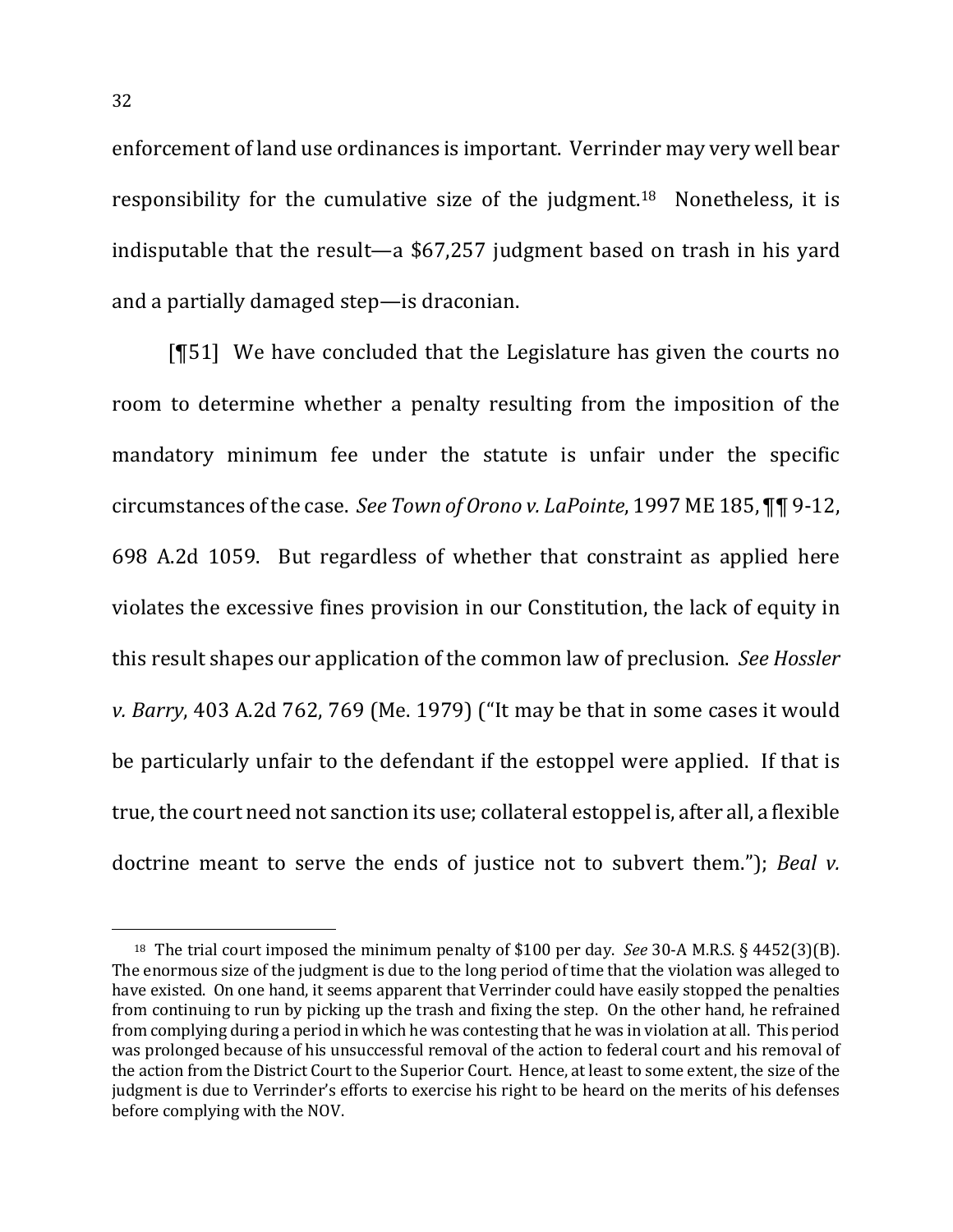enforcement of land use ordinances is important. Verrinder may very well bear responsibility for the cumulative size of the judgment.[18] Nonetheless, it is indisputable that the result—a $67,257 judgment based on trash in his yard and a partially damaged step—is draconian.

[¶51] We have concluded that the Legislature has given the courts no room to determine whether a penalty resulting from the imposition of the mandatory minimum fee under the statute is unfair under the specific circumstances of the case. *See Town of Orono v. LaPointe*, 1997 ME 185, ¶¶ 9-12, 698 A.2d 1059. But regardless of whether that constraint as applied here violates the excessive fines provision in our Constitution, the lack of equity in this result shapes our application of the common law of preclusion. *See Hossler v. Barry*, 403 A.2d 762, 769 (Me. 1979) ("It may be that in some cases it would be particularly unfair to the defendant if the estoppel were applied. If that is true, the court need not sanction its use; collateral estoppel is, after all, a flexible doctrine meant to serve the ends of justice not to subvert them."); *Beal v.*

---

[18] The trial court imposed the minimum penalty of $100 per day. *See* 30-A M.R.S. § 4452(3)(B). The enormous size of the judgment is due to the long period of time that the violation was alleged to have existed. On one hand, it seems apparent that Verrinder could have easily stopped the penalties from continuing to run by picking up the trash and fixing the step. On the other hand, he refrained from complying during a period in which he was contesting that he was in violation at all. This period was prolonged because of his unsuccessful removal of the action to federal court and his removal of the action from the District Court to the Superior Court. Hence, at least to some extent, the size of the judgment is due to Verrinder's efforts to exercise his right to be heard on the merits of his defenses before complying with the NOV.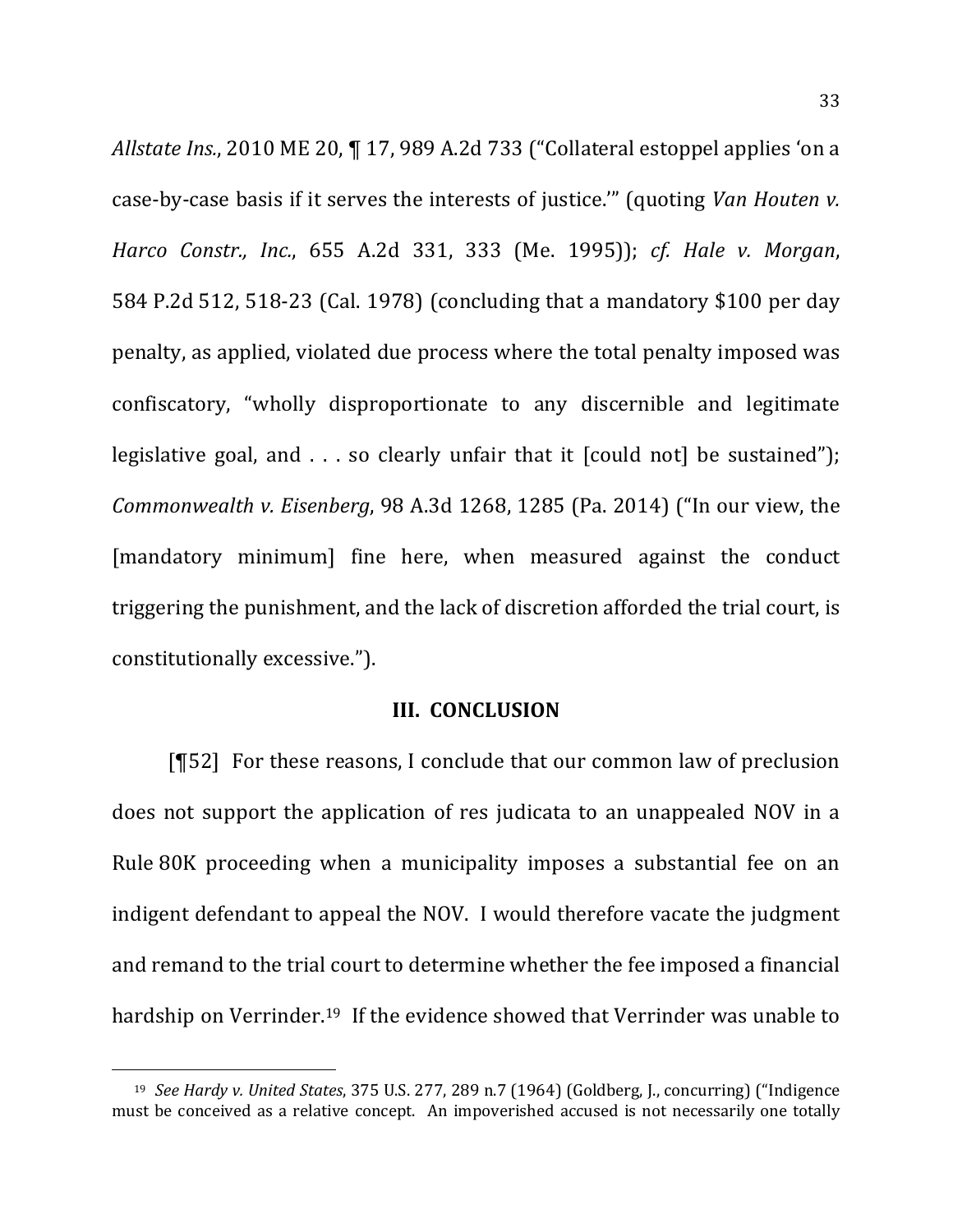*Allstate Ins.*, 2010 ME 20, ¶ 17, 989 A.2d 733 ("Collateral estoppel applies 'on a case-by-case basis if it serves the interests of justice.'" (quoting *Van Houten v. Harco Constr., Inc.*, 655 A.2d 331, 333 (Me. 1995)); *cf. Hale v. Morgan*, 584 P.2d 512, 518-23 (Cal. 1978) (concluding that a mandatory $100 per day penalty, as applied, violated due process where the total penalty imposed was confiscatory, "wholly disproportionate to any discernible and legitimate legislative goal, and . . . so clearly unfair that it [could not] be sustained"); *Commonwealth v. Eisenberg*, 98 A.3d 1268, 1285 (Pa. 2014) ("In our view, the [mandatory minimum] fine here, when measured against the conduct triggering the punishment, and the lack of discretion afforded the trial court, is constitutionally excessive.").

## III. CONCLUSION

[¶52] For these reasons, I conclude that our common law of preclusion does not support the application of res judicata to an unappealed NOV in a Rule 80K proceeding when a municipality imposes a substantial fee on an indigent defendant to appeal the NOV. I would therefore vacate the judgment and remand to the trial court to determine whether the fee imposed a financial hardship on Verrinder.[19] If the evidence showed that Verrinder was unable to

---

[19] *See Hardy v. United States*, 375 U.S. 277, 289 n.7 (1964) (Goldberg, J., concurring) ("Indigence must be conceived as a relative concept. An impoverished accused is not necessarily one totally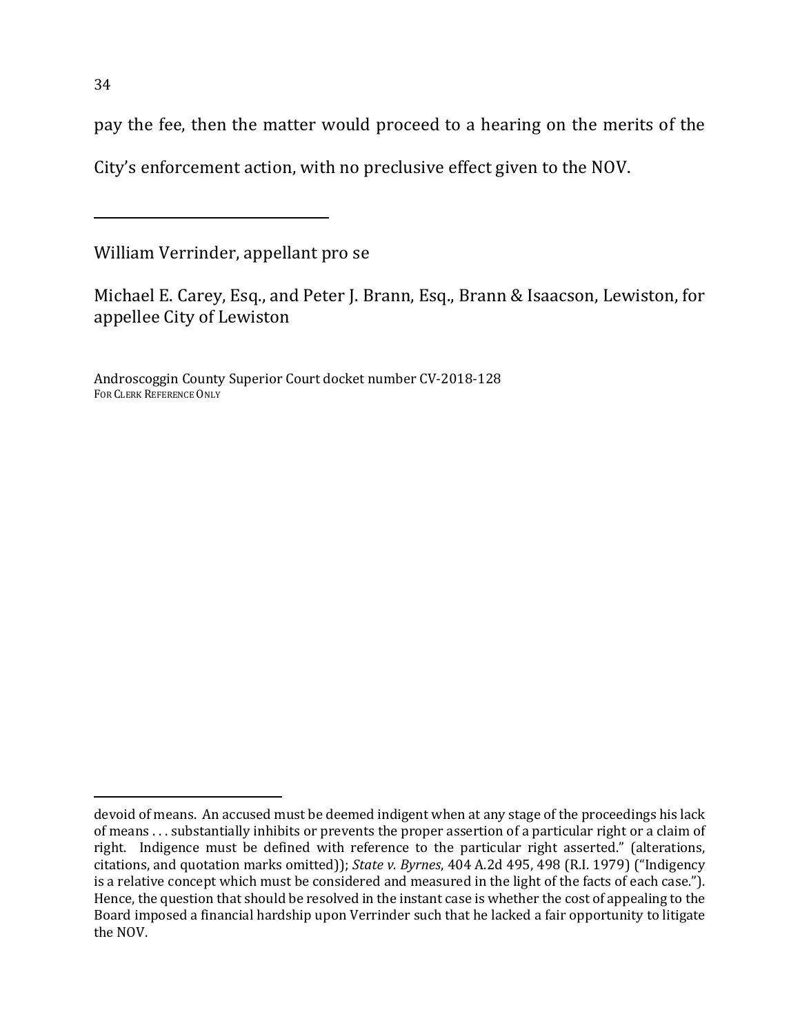pay the fee, then the matter would proceed to a hearing on the merits of the City's enforcement action, with no preclusive effect given to the NOV.

---

William Verrinder, appellant pro se

Michael E. Carey, Esq., and Peter J. Brann, Esq., Brann & Isaacson, Lewiston, for appellee City of Lewiston

Androscoggin County Superior Court docket number CV-2018-128
FOR CLERK REFERENCE ONLY

---

devoid of means. An accused must be deemed indigent when at any stage of the proceedings his lack of means . . . substantially inhibits or prevents the proper assertion of a particular right or a claim of right. Indigence must be defined with reference to the particular right asserted." (alterations, citations, and quotation marks omitted)); *State v. Byrnes*, 404 A.2d 495, 498 (R.I. 1979) ("Indigency is a relative concept which must be considered and measured in the light of the facts of each case."). Hence, the question that should be resolved in the instant case is whether the cost of appealing to the Board imposed a financial hardship upon Verrinder such that he lacked a fair opportunity to litigate the NOV.